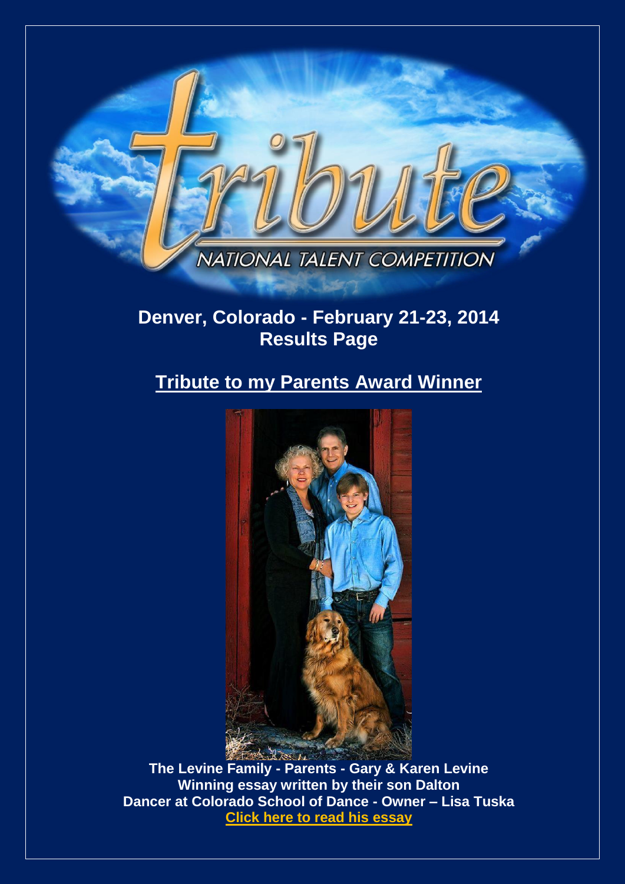# tribute

NATIONAL TALENT COMPETITION

## Denver, Colorado - February 21-23, 2014
## Results Page

## Tribute to my Parents Award Winner

**The Levine Family - Parents - Gary & Karen Levine**
**Winning essay written by their son Dalton**
**Dancer at Colorado School of Dance - Owner – Lisa Tuska**
**Click here to read his essay**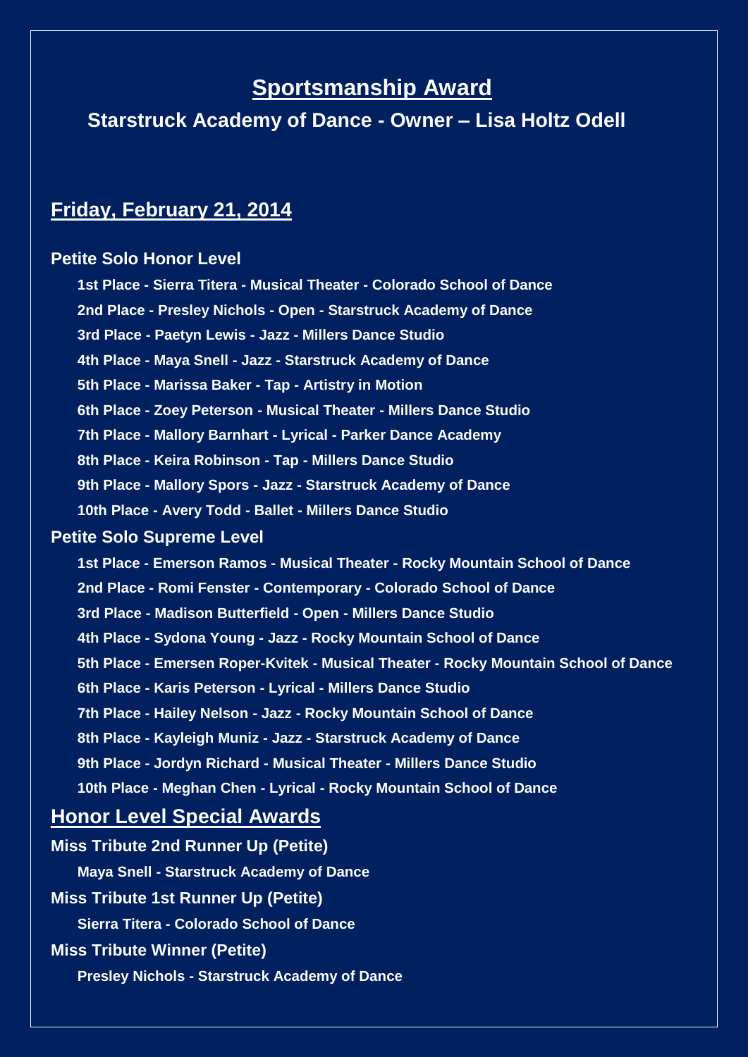## Sportsmanship Award

### Starstruck Academy of Dance - Owner – Lisa Holtz Odell

## Friday, February 21, 2014

### Petite Solo Honor Level

- 1st Place - Sierra Titera - Musical Theater - Colorado School of Dance
- 2nd Place - Presley Nichols - Open - Starstruck Academy of Dance
- 3rd Place - Paetyn Lewis - Jazz - Millers Dance Studio
- 4th Place - Maya Snell - Jazz - Starstruck Academy of Dance
- 5th Place - Marissa Baker - Tap - Artistry in Motion
- 6th Place - Zoey Peterson - Musical Theater - Millers Dance Studio
- 7th Place - Mallory Barnhart - Lyrical - Parker Dance Academy
- 8th Place - Keira Robinson - Tap - Millers Dance Studio
- 9th Place - Mallory Spors - Jazz - Starstruck Academy of Dance
- 10th Place - Avery Todd - Ballet - Millers Dance Studio

### Petite Solo Supreme Level

- 1st Place - Emerson Ramos - Musical Theater - Rocky Mountain School of Dance
- 2nd Place - Romi Fenster - Contemporary - Colorado School of Dance
- 3rd Place - Madison Butterfield - Open - Millers Dance Studio
- 4th Place - Sydona Young - Jazz - Rocky Mountain School of Dance
- 5th Place - Emersen Roper-Kvitek - Musical Theater - Rocky Mountain School of Dance
- 6th Place - Karis Peterson - Lyrical - Millers Dance Studio
- 7th Place - Hailey Nelson - Jazz - Rocky Mountain School of Dance
- 8th Place - Kayleigh Muniz - Jazz - Starstruck Academy of Dance
- 9th Place - Jordyn Richard - Musical Theater - Millers Dance Studio
- 10th Place - Meghan Chen - Lyrical - Rocky Mountain School of Dance

## Honor Level Special Awards

### Miss Tribute 2nd Runner Up (Petite)

Maya Snell - Starstruck Academy of Dance

### Miss Tribute 1st Runner Up (Petite)

Sierra Titera - Colorado School of Dance

### Miss Tribute Winner (Petite)

Presley Nichols - Starstruck Academy of Dance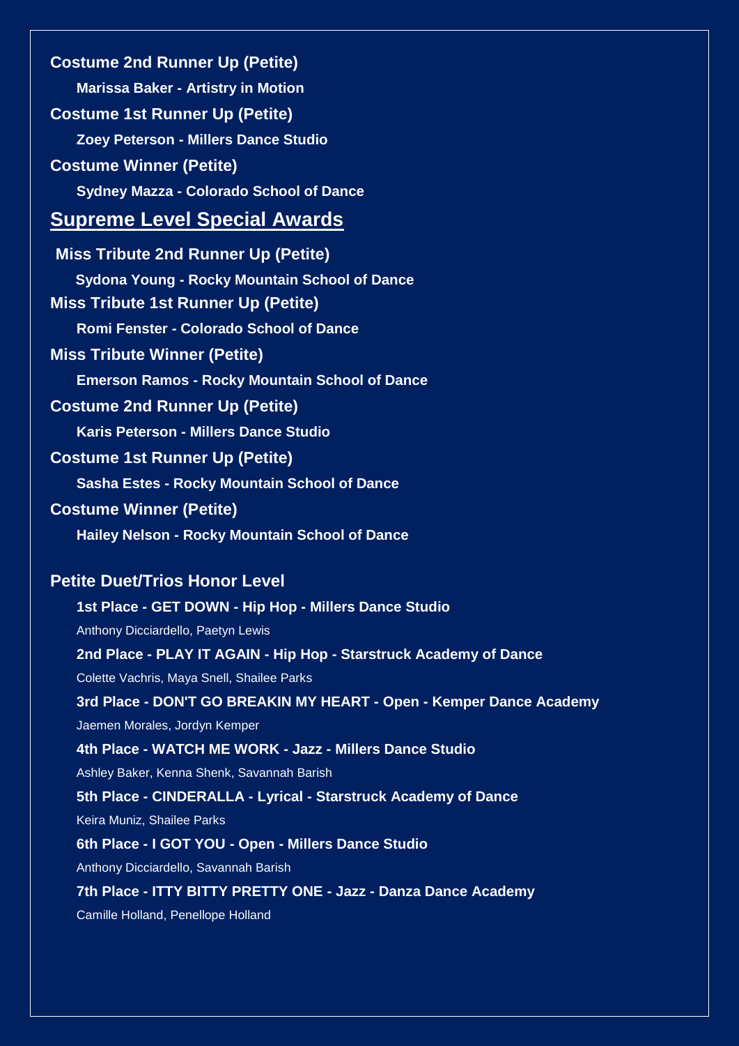**Costume 2nd Runner Up (Petite)**

**Marissa Baker - Artistry in Motion**

**Costume 1st Runner Up (Petite)**

**Zoey Peterson - Millers Dance Studio**

**Costume Winner (Petite)**

**Sydney Mazza - Colorado School of Dance**

## Supreme Level Special Awards

**Miss Tribute 2nd Runner Up (Petite)**

**Sydona Young - Rocky Mountain School of Dance**

**Miss Tribute 1st Runner Up (Petite)**

**Romi Fenster - Colorado School of Dance**

**Miss Tribute Winner (Petite)**

**Emerson Ramos - Rocky Mountain School of Dance**

**Costume 2nd Runner Up (Petite)**

**Karis Peterson - Millers Dance Studio**

**Costume 1st Runner Up (Petite)**

**Sasha Estes - Rocky Mountain School of Dance**

**Costume Winner (Petite)**

**Hailey Nelson - Rocky Mountain School of Dance**

### Petite Duet/Trios Honor Level

**1st Place - GET DOWN - Hip Hop - Millers Dance Studio**

Anthony Dicciardello, Paetyn Lewis

**2nd Place - PLAY IT AGAIN - Hip Hop - Starstruck Academy of Dance**

Colette Vachris, Maya Snell, Shailee Parks

**3rd Place - DON'T GO BREAKIN MY HEART - Open - Kemper Dance Academy**

Jaemen Morales, Jordyn Kemper

**4th Place - WATCH ME WORK - Jazz - Millers Dance Studio**

Ashley Baker, Kenna Shenk, Savannah Barish

**5th Place - CINDERALLA - Lyrical - Starstruck Academy of Dance**

Keira Muniz, Shailee Parks

**6th Place - I GOT YOU - Open - Millers Dance Studio**

Anthony Dicciardello, Savannah Barish

**7th Place - ITTY BITTY PRETTY ONE - Jazz - Danza Dance Academy**

Camille Holland, Penellope Holland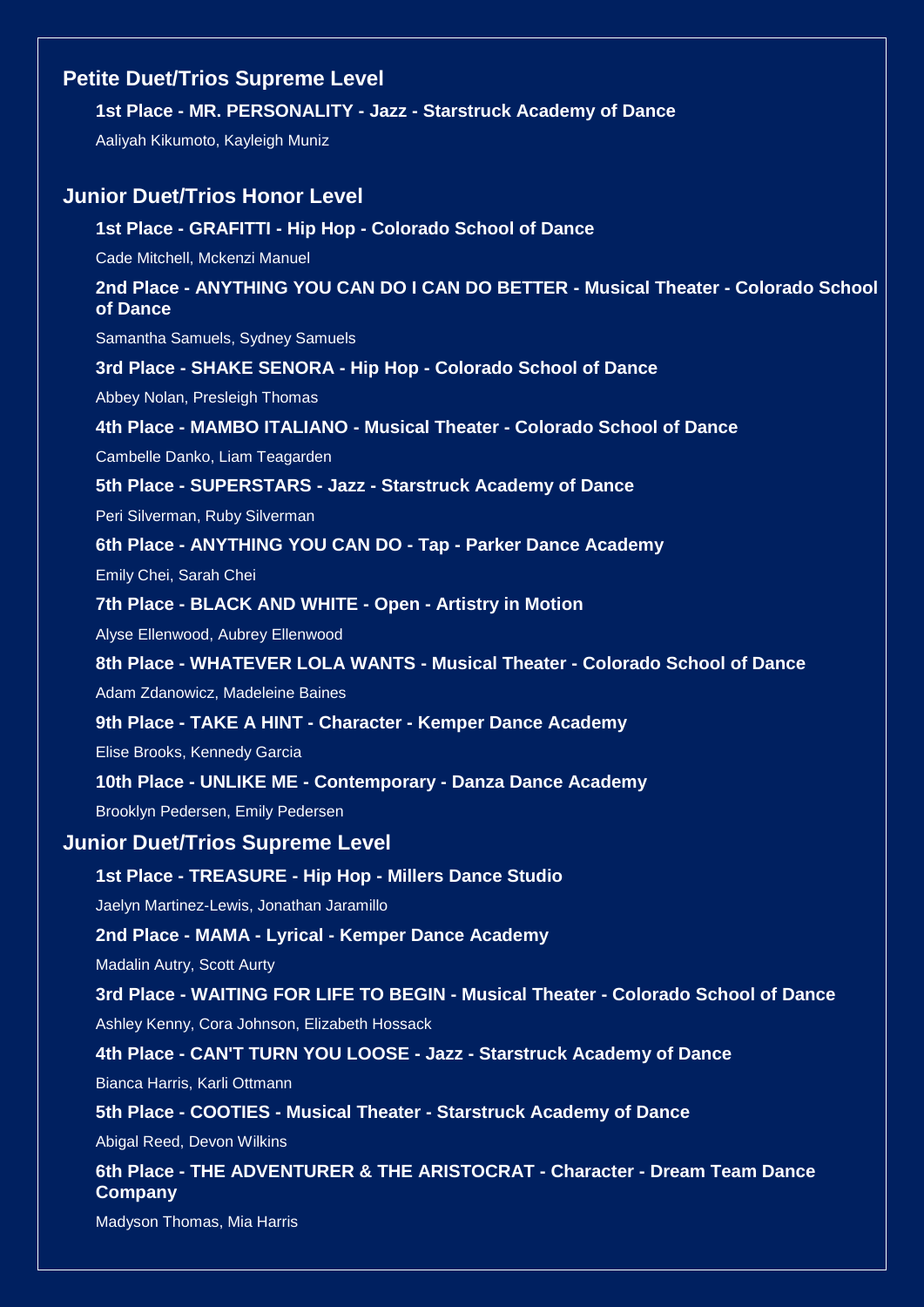## Petite Duet/Trios Supreme Level

**1st Place - MR. PERSONALITY - Jazz - Starstruck Academy of Dance**

Aaliyah Kikumoto, Kayleigh Muniz

## Junior Duet/Trios Honor Level

**1st Place - GRAFITTI - Hip Hop - Colorado School of Dance**

Cade Mitchell, Mckenzi Manuel

**2nd Place - ANYTHING YOU CAN DO I CAN DO BETTER - Musical Theater - Colorado School of Dance**

Samantha Samuels, Sydney Samuels

**3rd Place - SHAKE SENORA - Hip Hop - Colorado School of Dance**

Abbey Nolan, Presleigh Thomas

**4th Place - MAMBO ITALIANO - Musical Theater - Colorado School of Dance**

Cambelle Danko, Liam Teagarden

**5th Place - SUPERSTARS - Jazz - Starstruck Academy of Dance**

Peri Silverman, Ruby Silverman

**6th Place - ANYTHING YOU CAN DO - Tap - Parker Dance Academy**

Emily Chei, Sarah Chei

**7th Place - BLACK AND WHITE - Open - Artistry in Motion**

Alyse Ellenwood, Aubrey Ellenwood

**8th Place - WHATEVER LOLA WANTS - Musical Theater - Colorado School of Dance**

Adam Zdanowicz, Madeleine Baines

**9th Place - TAKE A HINT - Character - Kemper Dance Academy**

Elise Brooks, Kennedy Garcia

**10th Place - UNLIKE ME - Contemporary - Danza Dance Academy**

Brooklyn Pedersen, Emily Pedersen

## Junior Duet/Trios Supreme Level

**1st Place - TREASURE - Hip Hop - Millers Dance Studio**

Jaelyn Martinez-Lewis, Jonathan Jaramillo

**2nd Place - MAMA - Lyrical - Kemper Dance Academy**

Madalin Autry, Scott Aurty

**3rd Place - WAITING FOR LIFE TO BEGIN - Musical Theater - Colorado School of Dance**

Ashley Kenny, Cora Johnson, Elizabeth Hossack

**4th Place - CAN'T TURN YOU LOOSE - Jazz - Starstruck Academy of Dance**

Bianca Harris, Karli Ottmann

**5th Place - COOTIES - Musical Theater - Starstruck Academy of Dance**

Abigal Reed, Devon Wilkins

**6th Place - THE ADVENTURER & THE ARISTOCRAT - Character - Dream Team Dance Company**

Madyson Thomas, Mia Harris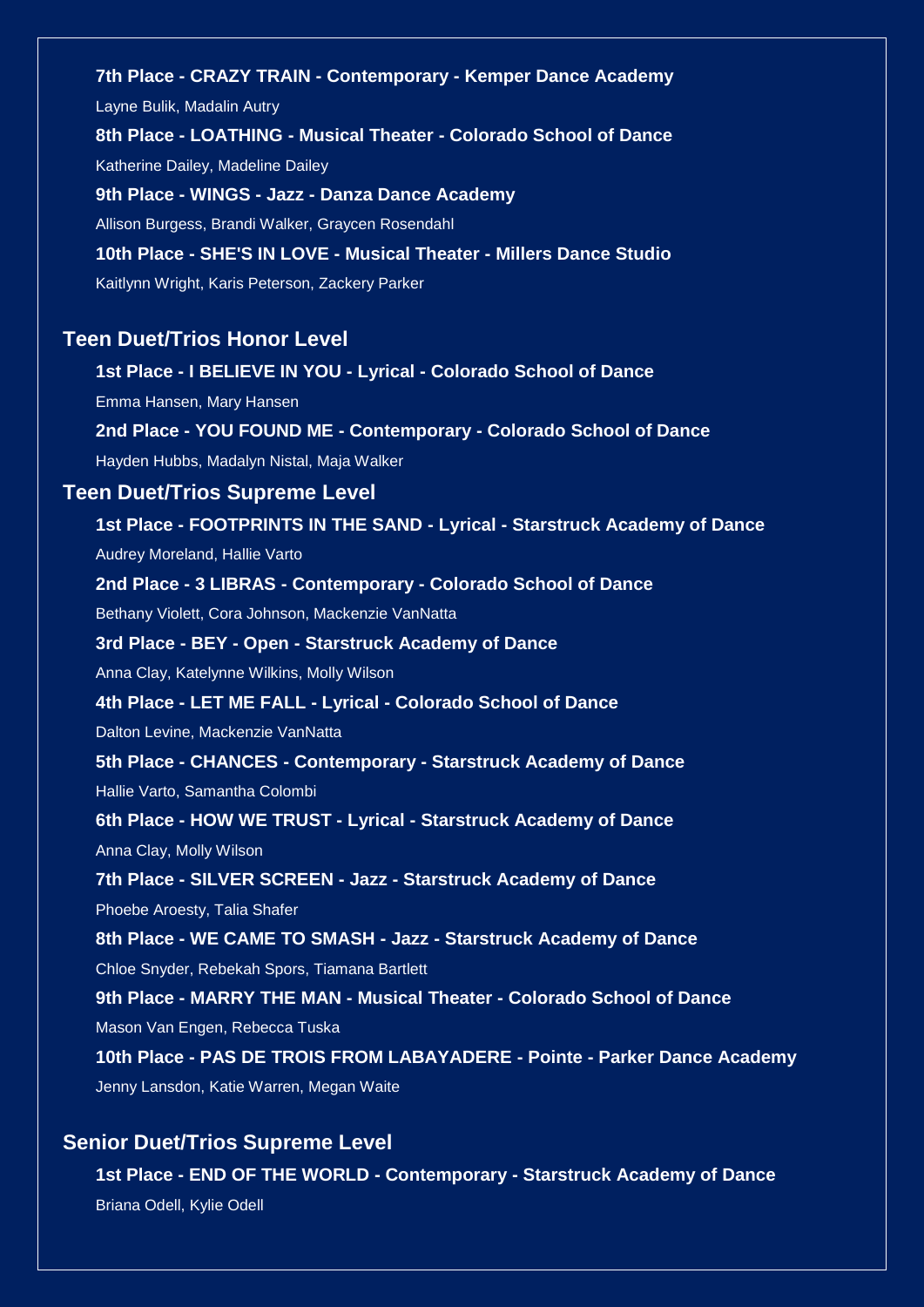**7th Place - CRAZY TRAIN - Contemporary - Kemper Dance Academy**

Layne Bulik, Madalin Autry

**8th Place - LOATHING - Musical Theater - Colorado School of Dance**

Katherine Dailey, Madeline Dailey

**9th Place - WINGS - Jazz - Danza Dance Academy**

Allison Burgess, Brandi Walker, Graycen Rosendahl

**10th Place - SHE'S IN LOVE - Musical Theater - Millers Dance Studio**

Kaitlynn Wright, Karis Peterson, Zackery Parker

## Teen Duet/Trios Honor Level

**1st Place - I BELIEVE IN YOU - Lyrical - Colorado School of Dance**

Emma Hansen, Mary Hansen

**2nd Place - YOU FOUND ME - Contemporary - Colorado School of Dance**

Hayden Hubbs, Madalyn Nistal, Maja Walker

## Teen Duet/Trios Supreme Level

**1st Place - FOOTPRINTS IN THE SAND - Lyrical - Starstruck Academy of Dance**

Audrey Moreland, Hallie Varto

**2nd Place - 3 LIBRAS - Contemporary - Colorado School of Dance**

Bethany Violett, Cora Johnson, Mackenzie VanNatta

**3rd Place - BEY - Open - Starstruck Academy of Dance**

Anna Clay, Katelynne Wilkins, Molly Wilson

**4th Place - LET ME FALL - Lyrical - Colorado School of Dance**

Dalton Levine, Mackenzie VanNatta

**5th Place - CHANCES - Contemporary - Starstruck Academy of Dance**

Hallie Varto, Samantha Colombi

**6th Place - HOW WE TRUST - Lyrical - Starstruck Academy of Dance**

Anna Clay, Molly Wilson

**7th Place - SILVER SCREEN - Jazz - Starstruck Academy of Dance**

Phoebe Aroesty, Talia Shafer

**8th Place - WE CAME TO SMASH - Jazz - Starstruck Academy of Dance**

Chloe Snyder, Rebekah Spors, Tiamana Bartlett

**9th Place - MARRY THE MAN - Musical Theater - Colorado School of Dance**

Mason Van Engen, Rebecca Tuska

**10th Place - PAS DE TROIS FROM LABAYADERE - Pointe - Parker Dance Academy**

Jenny Lansdon, Katie Warren, Megan Waite

## Senior Duet/Trios Supreme Level

**1st Place - END OF THE WORLD - Contemporary - Starstruck Academy of Dance**

Briana Odell, Kylie Odell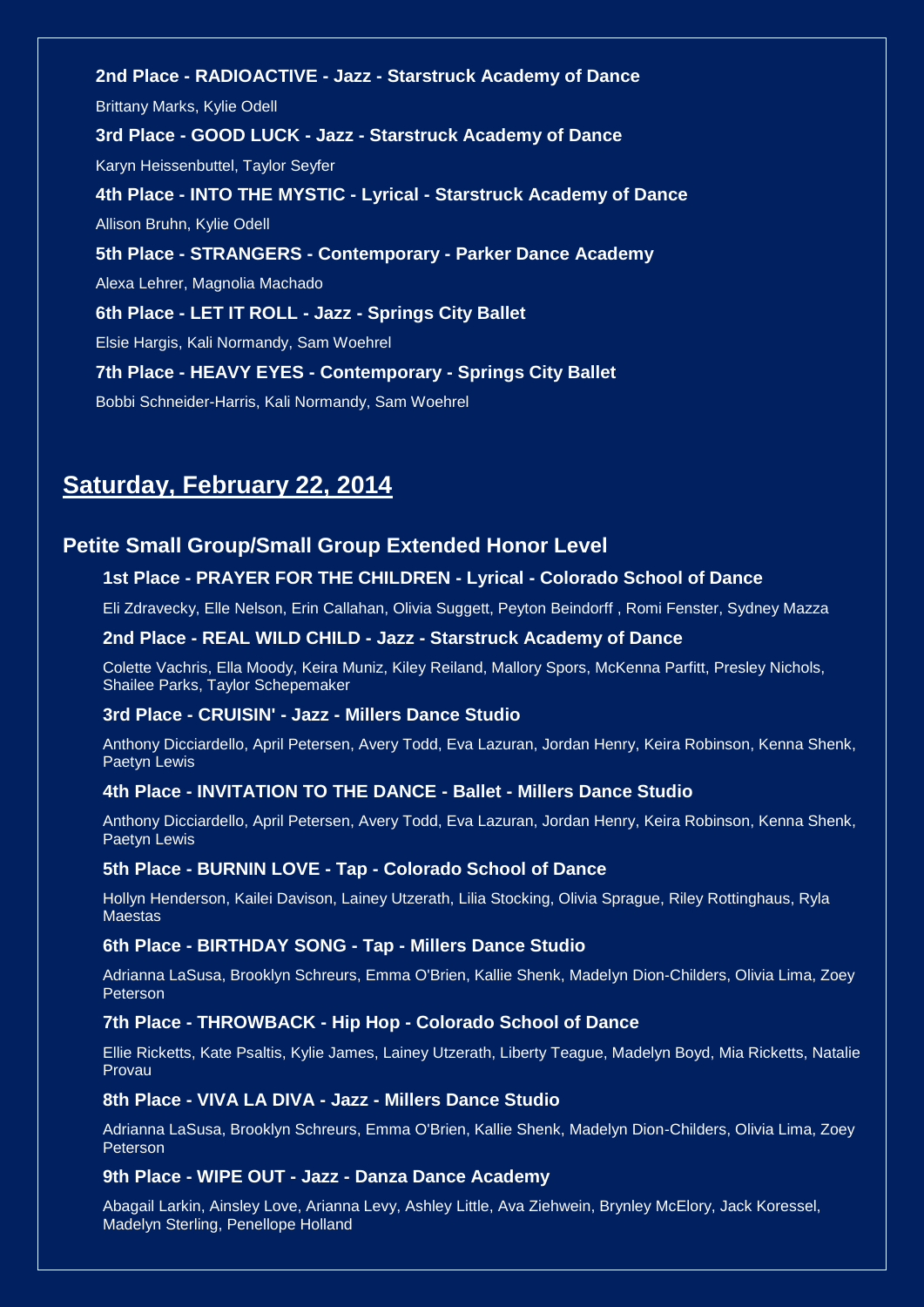**2nd Place - RADIOACTIVE - Jazz - Starstruck Academy of Dance**

Brittany Marks, Kylie Odell

**3rd Place - GOOD LUCK - Jazz - Starstruck Academy of Dance**

Karyn Heissenbuttel, Taylor Seyfer

**4th Place - INTO THE MYSTIC - Lyrical - Starstruck Academy of Dance**

Allison Bruhn, Kylie Odell

**5th Place - STRANGERS - Contemporary - Parker Dance Academy**

Alexa Lehrer, Magnolia Machado

**6th Place - LET IT ROLL - Jazz - Springs City Ballet**

Elsie Hargis, Kali Normandy, Sam Woehrel

**7th Place - HEAVY EYES - Contemporary - Springs City Ballet**

Bobbi Schneider-Harris, Kali Normandy, Sam Woehrel

## Saturday, February 22, 2014

### Petite Small Group/Small Group Extended Honor Level

**1st Place - PRAYER FOR THE CHILDREN - Lyrical - Colorado School of Dance**

Eli Zdravecky, Elle Nelson, Erin Callahan, Olivia Suggett, Peyton Beindorff , Romi Fenster, Sydney Mazza

**2nd Place - REAL WILD CHILD - Jazz - Starstruck Academy of Dance**

Colette Vachris, Ella Moody, Keira Muniz, Kiley Reiland, Mallory Spors, McKenna Parfitt, Presley Nichols, Shailee Parks, Taylor Schepemaker

**3rd Place - CRUISIN' - Jazz - Millers Dance Studio**

Anthony Dicciardello, April Petersen, Avery Todd, Eva Lazuran, Jordan Henry, Keira Robinson, Kenna Shenk, Paetyn Lewis

**4th Place - INVITATION TO THE DANCE - Ballet - Millers Dance Studio**

Anthony Dicciardello, April Petersen, Avery Todd, Eva Lazuran, Jordan Henry, Keira Robinson, Kenna Shenk, Paetyn Lewis

**5th Place - BURNIN LOVE - Tap - Colorado School of Dance**

Hollyn Henderson, Kailei Davison, Lainey Utzerath, Lilia Stocking, Olivia Sprague, Riley Rottinghaus, Ryla Maestas

**6th Place - BIRTHDAY SONG - Tap - Millers Dance Studio**

Adrianna LaSusa, Brooklyn Schreurs, Emma O'Brien, Kallie Shenk, Madelyn Dion-Childers, Olivia Lima, Zoey Peterson

**7th Place - THROWBACK - Hip Hop - Colorado School of Dance**

Ellie Ricketts, Kate Psaltis, Kylie James, Lainey Utzerath, Liberty Teague, Madelyn Boyd, Mia Ricketts, Natalie Provau

**8th Place - VIVA LA DIVA - Jazz - Millers Dance Studio**

Adrianna LaSusa, Brooklyn Schreurs, Emma O'Brien, Kallie Shenk, Madelyn Dion-Childers, Olivia Lima, Zoey Peterson

**9th Place - WIPE OUT - Jazz - Danza Dance Academy**

Abagail Larkin, Ainsley Love, Arianna Levy, Ashley Little, Ava Ziehwein, Brynley McElory, Jack Koressel, Madelyn Sterling, Penellope Holland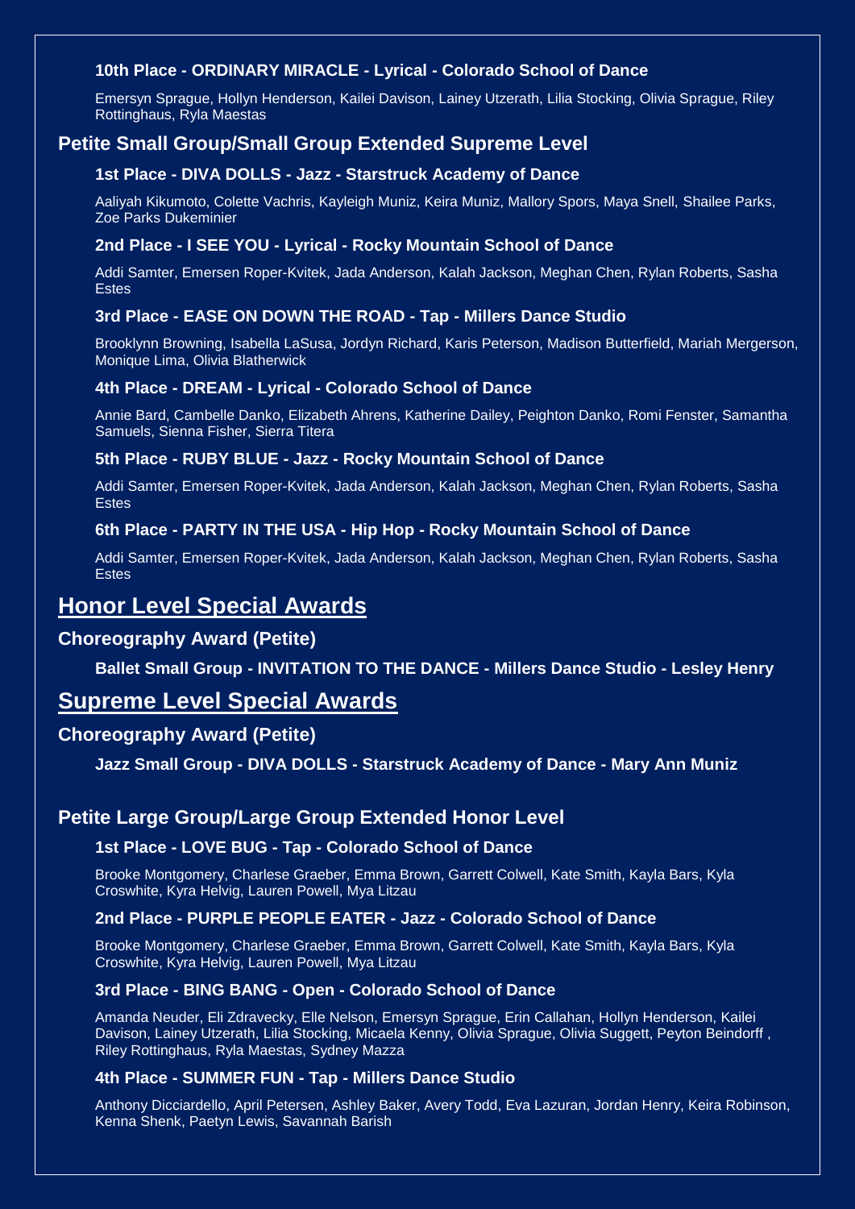### 10th Place - ORDINARY MIRACLE - Lyrical - Colorado School of Dance

Emersyn Sprague, Hollyn Henderson, Kailei Davison, Lainey Utzerath, Lilia Stocking, Olivia Sprague, Riley Rottinghaus, Ryla Maestas

## Petite Small Group/Small Group Extended Supreme Level

### 1st Place - DIVA DOLLS - Jazz - Starstruck Academy of Dance

Aaliyah Kikumoto, Colette Vachris, Kayleigh Muniz, Keira Muniz, Mallory Spors, Maya Snell, Shailee Parks, Zoe Parks Dukeminier

### 2nd Place - I SEE YOU - Lyrical - Rocky Mountain School of Dance

Addi Samter, Emersen Roper-Kvitek, Jada Anderson, Kalah Jackson, Meghan Chen, Rylan Roberts, Sasha Estes

### 3rd Place - EASE ON DOWN THE ROAD - Tap - Millers Dance Studio

Brooklynn Browning, Isabella LaSusa, Jordyn Richard, Karis Peterson, Madison Butterfield, Mariah Mergerson, Monique Lima, Olivia Blatherwick

### 4th Place - DREAM - Lyrical - Colorado School of Dance

Annie Bard, Cambelle Danko, Elizabeth Ahrens, Katherine Dailey, Peighton Danko, Romi Fenster, Samantha Samuels, Sienna Fisher, Sierra Titera

### 5th Place - RUBY BLUE - Jazz - Rocky Mountain School of Dance

Addi Samter, Emersen Roper-Kvitek, Jada Anderson, Kalah Jackson, Meghan Chen, Rylan Roberts, Sasha Estes

### 6th Place - PARTY IN THE USA - Hip Hop - Rocky Mountain School of Dance

Addi Samter, Emersen Roper-Kvitek, Jada Anderson, Kalah Jackson, Meghan Chen, Rylan Roberts, Sasha Estes

# Honor Level Special Awards

## Choreography Award (Petite)

**Ballet Small Group - INVITATION TO THE DANCE - Millers Dance Studio - Lesley Henry**

# Supreme Level Special Awards

## Choreography Award (Petite)

**Jazz Small Group - DIVA DOLLS - Starstruck Academy of Dance - Mary Ann Muniz**

## Petite Large Group/Large Group Extended Honor Level

### 1st Place - LOVE BUG - Tap - Colorado School of Dance

Brooke Montgomery, Charlese Graeber, Emma Brown, Garrett Colwell, Kate Smith, Kayla Bars, Kyla Croswhite, Kyra Helvig, Lauren Powell, Mya Litzau

### 2nd Place - PURPLE PEOPLE EATER - Jazz - Colorado School of Dance

Brooke Montgomery, Charlese Graeber, Emma Brown, Garrett Colwell, Kate Smith, Kayla Bars, Kyla Croswhite, Kyra Helvig, Lauren Powell, Mya Litzau

### 3rd Place - BING BANG - Open - Colorado School of Dance

Amanda Neuder, Eli Zdravecky, Elle Nelson, Emersyn Sprague, Erin Callahan, Hollyn Henderson, Kailei Davison, Lainey Utzerath, Lilia Stocking, Micaela Kenny, Olivia Sprague, Olivia Suggett, Peyton Beindorff , Riley Rottinghaus, Ryla Maestas, Sydney Mazza

### 4th Place - SUMMER FUN - Tap - Millers Dance Studio

Anthony Dicciardello, April Petersen, Ashley Baker, Avery Todd, Eva Lazuran, Jordan Henry, Keira Robinson, Kenna Shenk, Paetyn Lewis, Savannah Barish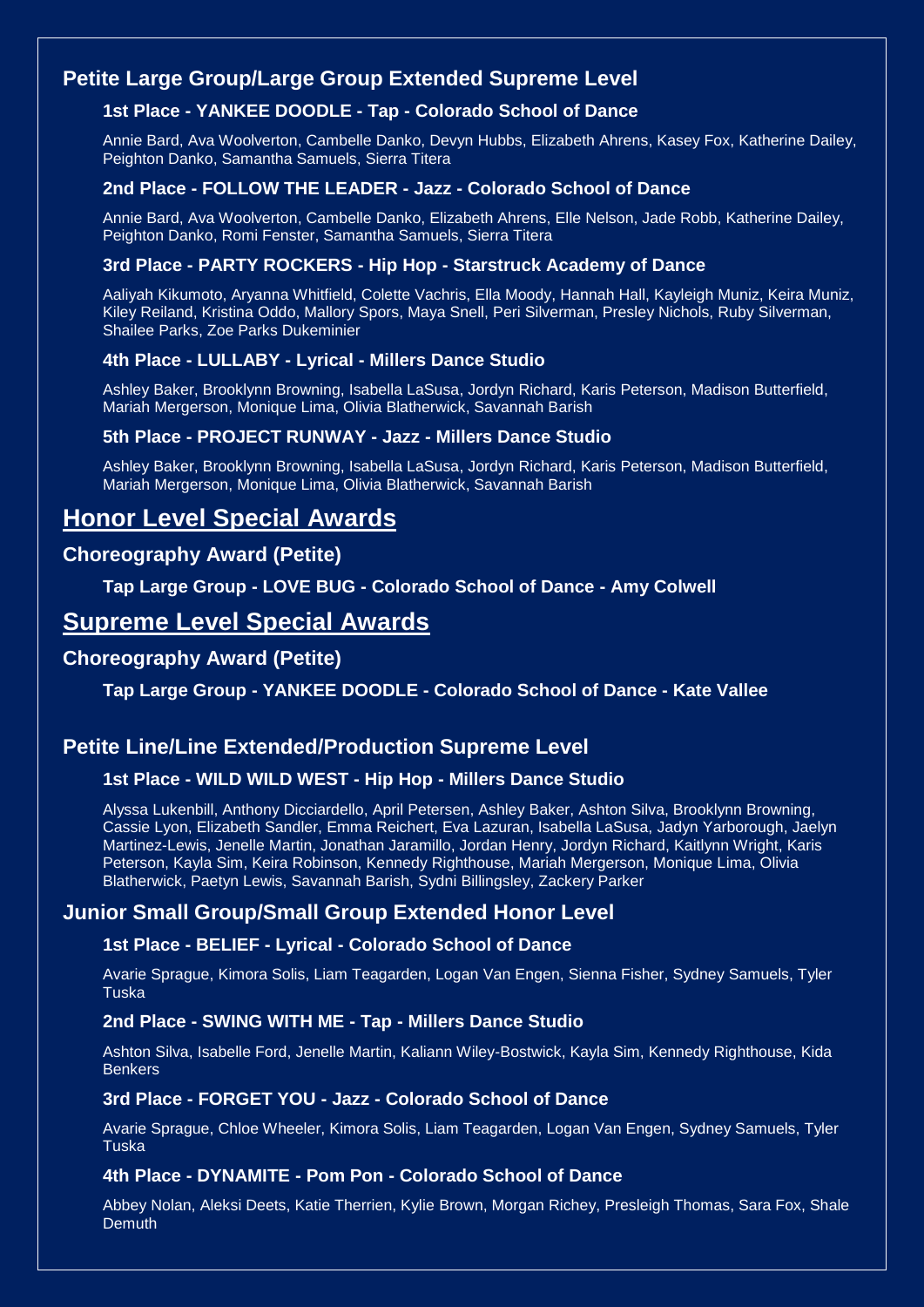## Petite Large Group/Large Group Extended Supreme Level

### 1st Place - YANKEE DOODLE - Tap - Colorado School of Dance

Annie Bard, Ava Woolverton, Cambelle Danko, Devyn Hubbs, Elizabeth Ahrens, Kasey Fox, Katherine Dailey, Peighton Danko, Samantha Samuels, Sierra Titera

### 2nd Place - FOLLOW THE LEADER - Jazz - Colorado School of Dance

Annie Bard, Ava Woolverton, Cambelle Danko, Elizabeth Ahrens, Elle Nelson, Jade Robb, Katherine Dailey, Peighton Danko, Romi Fenster, Samantha Samuels, Sierra Titera

### 3rd Place - PARTY ROCKERS - Hip Hop - Starstruck Academy of Dance

Aaliyah Kikumoto, Aryanna Whitfield, Colette Vachris, Ella Moody, Hannah Hall, Kayleigh Muniz, Keira Muniz, Kiley Reiland, Kristina Oddo, Mallory Spors, Maya Snell, Peri Silverman, Presley Nichols, Ruby Silverman, Shailee Parks, Zoe Parks Dukeminier

### 4th Place - LULLABY - Lyrical - Millers Dance Studio

Ashley Baker, Brooklynn Browning, Isabella LaSusa, Jordyn Richard, Karis Peterson, Madison Butterfield, Mariah Mergerson, Monique Lima, Olivia Blatherwick, Savannah Barish

### 5th Place - PROJECT RUNWAY - Jazz - Millers Dance Studio

Ashley Baker, Brooklynn Browning, Isabella LaSusa, Jordyn Richard, Karis Peterson, Madison Butterfield, Mariah Mergerson, Monique Lima, Olivia Blatherwick, Savannah Barish

# Honor Level Special Awards

## Choreography Award (Petite)

### Tap Large Group - LOVE BUG - Colorado School of Dance - Amy Colwell

# Supreme Level Special Awards

## Choreography Award (Petite)

### Tap Large Group - YANKEE DOODLE - Colorado School of Dance - Kate Vallee

## Petite Line/Line Extended/Production Supreme Level

### 1st Place - WILD WILD WEST - Hip Hop - Millers Dance Studio

Alyssa Lukenbill, Anthony Dicciardello, April Petersen, Ashley Baker, Ashton Silva, Brooklynn Browning, Cassie Lyon, Elizabeth Sandler, Emma Reichert, Eva Lazuran, Isabella LaSusa, Jadyn Yarborough, Jaelyn Martinez-Lewis, Jenelle Martin, Jonathan Jaramillo, Jordan Henry, Jordyn Richard, Kaitlynn Wright, Karis Peterson, Kayla Sim, Keira Robinson, Kennedy Righthouse, Mariah Mergerson, Monique Lima, Olivia Blatherwick, Paetyn Lewis, Savannah Barish, Sydni Billingsley, Zackery Parker

## Junior Small Group/Small Group Extended Honor Level

### 1st Place - BELIEF - Lyrical - Colorado School of Dance

Avarie Sprague, Kimora Solis, Liam Teagarden, Logan Van Engen, Sienna Fisher, Sydney Samuels, Tyler Tuska

### 2nd Place - SWING WITH ME - Tap - Millers Dance Studio

Ashton Silva, Isabelle Ford, Jenelle Martin, Kaliann Wiley-Bostwick, Kayla Sim, Kennedy Righthouse, Kida Benkers

### 3rd Place - FORGET YOU - Jazz - Colorado School of Dance

Avarie Sprague, Chloe Wheeler, Kimora Solis, Liam Teagarden, Logan Van Engen, Sydney Samuels, Tyler Tuska

### 4th Place - DYNAMITE - Pom Pon - Colorado School of Dance

Abbey Nolan, Aleksi Deets, Katie Therrien, Kylie Brown, Morgan Richey, Presleigh Thomas, Sara Fox, Shale Demuth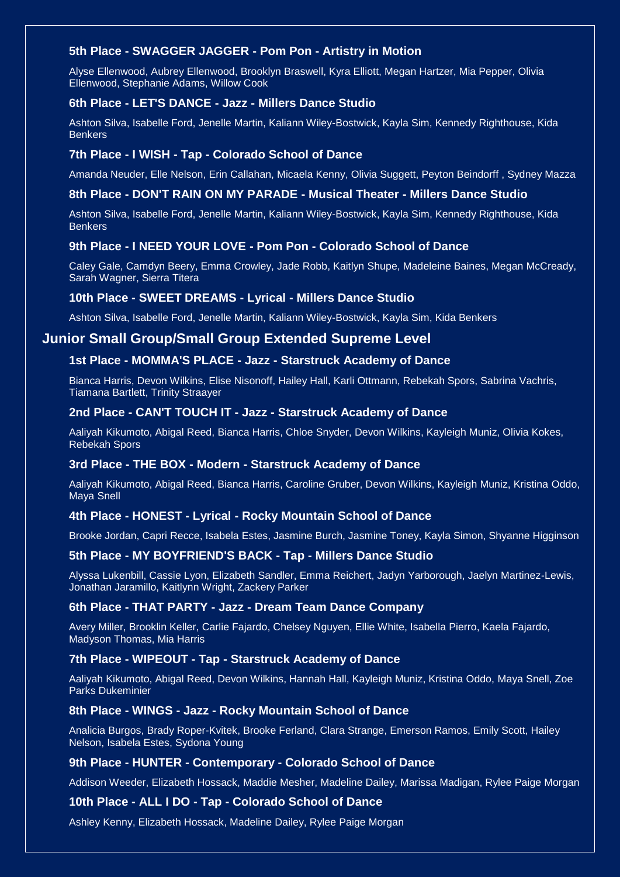### 5th Place - SWAGGER JAGGER - Pom Pon - Artistry in Motion

Alyse Ellenwood, Aubrey Ellenwood, Brooklyn Braswell, Kyra Elliott, Megan Hartzer, Mia Pepper, Olivia Ellenwood, Stephanie Adams, Willow Cook

### 6th Place - LET'S DANCE - Jazz - Millers Dance Studio

Ashton Silva, Isabelle Ford, Jenelle Martin, Kaliann Wiley-Bostwick, Kayla Sim, Kennedy Righthouse, Kida Benkers

### 7th Place - I WISH - Tap - Colorado School of Dance

Amanda Neuder, Elle Nelson, Erin Callahan, Micaela Kenny, Olivia Suggett, Peyton Beindorff , Sydney Mazza

### 8th Place - DON'T RAIN ON MY PARADE - Musical Theater - Millers Dance Studio

Ashton Silva, Isabelle Ford, Jenelle Martin, Kaliann Wiley-Bostwick, Kayla Sim, Kennedy Righthouse, Kida Benkers

### 9th Place - I NEED YOUR LOVE - Pom Pon - Colorado School of Dance

Caley Gale, Camdyn Beery, Emma Crowley, Jade Robb, Kaitlyn Shupe, Madeleine Baines, Megan McCready, Sarah Wagner, Sierra Titera

### 10th Place - SWEET DREAMS - Lyrical - Millers Dance Studio

Ashton Silva, Isabelle Ford, Jenelle Martin, Kaliann Wiley-Bostwick, Kayla Sim, Kida Benkers

## Junior Small Group/Small Group Extended Supreme Level

### 1st Place - MOMMA'S PLACE - Jazz - Starstruck Academy of Dance

Bianca Harris, Devon Wilkins, Elise Nisonoff, Hailey Hall, Karli Ottmann, Rebekah Spors, Sabrina Vachris, Tiamana Bartlett, Trinity Straayer

### 2nd Place - CAN'T TOUCH IT - Jazz - Starstruck Academy of Dance

Aaliyah Kikumoto, Abigal Reed, Bianca Harris, Chloe Snyder, Devon Wilkins, Kayleigh Muniz, Olivia Kokes, Rebekah Spors

### 3rd Place - THE BOX - Modern - Starstruck Academy of Dance

Aaliyah Kikumoto, Abigal Reed, Bianca Harris, Caroline Gruber, Devon Wilkins, Kayleigh Muniz, Kristina Oddo, Maya Snell

### 4th Place - HONEST - Lyrical - Rocky Mountain School of Dance

Brooke Jordan, Capri Recce, Isabela Estes, Jasmine Burch, Jasmine Toney, Kayla Simon, Shyanne Higginson

### 5th Place - MY BOYFRIEND'S BACK - Tap - Millers Dance Studio

Alyssa Lukenbill, Cassie Lyon, Elizabeth Sandler, Emma Reichert, Jadyn Yarborough, Jaelyn Martinez-Lewis, Jonathan Jaramillo, Kaitlynn Wright, Zackery Parker

### 6th Place - THAT PARTY - Jazz - Dream Team Dance Company

Avery Miller, Brooklin Keller, Carlie Fajardo, Chelsey Nguyen, Ellie White, Isabella Pierro, Kaela Fajardo, Madyson Thomas, Mia Harris

### 7th Place - WIPEOUT - Tap - Starstruck Academy of Dance

Aaliyah Kikumoto, Abigal Reed, Devon Wilkins, Hannah Hall, Kayleigh Muniz, Kristina Oddo, Maya Snell, Zoe Parks Dukeminier

### 8th Place - WINGS - Jazz - Rocky Mountain School of Dance

Analicia Burgos, Brady Roper-Kvitek, Brooke Ferland, Clara Strange, Emerson Ramos, Emily Scott, Hailey Nelson, Isabela Estes, Sydona Young

### 9th Place - HUNTER - Contemporary - Colorado School of Dance

Addison Weeder, Elizabeth Hossack, Maddie Mesher, Madeline Dailey, Marissa Madigan, Rylee Paige Morgan

### 10th Place - ALL I DO - Tap - Colorado School of Dance

Ashley Kenny, Elizabeth Hossack, Madeline Dailey, Rylee Paige Morgan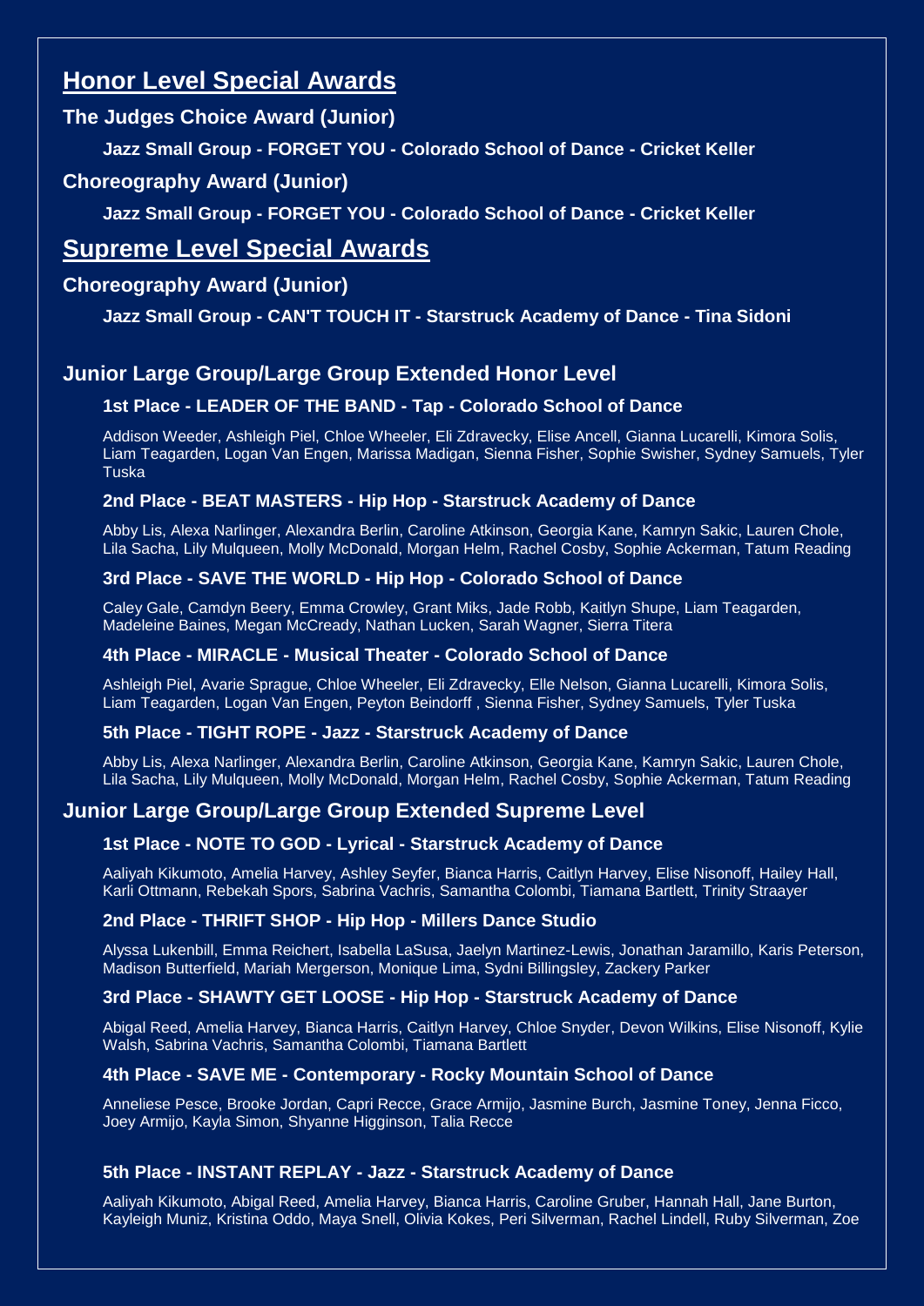## Honor Level Special Awards

### The Judges Choice Award (Junior)

**Jazz Small Group - FORGET YOU - Colorado School of Dance - Cricket Keller**

### Choreography Award (Junior)

**Jazz Small Group - FORGET YOU - Colorado School of Dance - Cricket Keller**

## Supreme Level Special Awards

### Choreography Award (Junior)

**Jazz Small Group - CAN'T TOUCH IT - Starstruck Academy of Dance - Tina Sidoni**

### Junior Large Group/Large Group Extended Honor Level

**1st Place - LEADER OF THE BAND - Tap - Colorado School of Dance**

Addison Weeder, Ashleigh Piel, Chloe Wheeler, Eli Zdravecky, Elise Ancell, Gianna Lucarelli, Kimora Solis, Liam Teagarden, Logan Van Engen, Marissa Madigan, Sienna Fisher, Sophie Swisher, Sydney Samuels, Tyler Tuska

**2nd Place - BEAT MASTERS - Hip Hop - Starstruck Academy of Dance**

Abby Lis, Alexa Narlinger, Alexandra Berlin, Caroline Atkinson, Georgia Kane, Kamryn Sakic, Lauren Chole, Lila Sacha, Lily Mulqueen, Molly McDonald, Morgan Helm, Rachel Cosby, Sophie Ackerman, Tatum Reading

**3rd Place - SAVE THE WORLD - Hip Hop - Colorado School of Dance**

Caley Gale, Camdyn Beery, Emma Crowley, Grant Miks, Jade Robb, Kaitlyn Shupe, Liam Teagarden, Madeleine Baines, Megan McCready, Nathan Lucken, Sarah Wagner, Sierra Titera

**4th Place - MIRACLE - Musical Theater - Colorado School of Dance**

Ashleigh Piel, Avarie Sprague, Chloe Wheeler, Eli Zdravecky, Elle Nelson, Gianna Lucarelli, Kimora Solis, Liam Teagarden, Logan Van Engen, Peyton Beindorff , Sienna Fisher, Sydney Samuels, Tyler Tuska

**5th Place - TIGHT ROPE - Jazz - Starstruck Academy of Dance**

Abby Lis, Alexa Narlinger, Alexandra Berlin, Caroline Atkinson, Georgia Kane, Kamryn Sakic, Lauren Chole, Lila Sacha, Lily Mulqueen, Molly McDonald, Morgan Helm, Rachel Cosby, Sophie Ackerman, Tatum Reading

### Junior Large Group/Large Group Extended Supreme Level

**1st Place - NOTE TO GOD - Lyrical - Starstruck Academy of Dance**

Aaliyah Kikumoto, Amelia Harvey, Ashley Seyfer, Bianca Harris, Caitlyn Harvey, Elise Nisonoff, Hailey Hall, Karli Ottmann, Rebekah Spors, Sabrina Vachris, Samantha Colombi, Tiamana Bartlett, Trinity Straayer

**2nd Place - THRIFT SHOP - Hip Hop - Millers Dance Studio**

Alyssa Lukenbill, Emma Reichert, Isabella LaSusa, Jaelyn Martinez-Lewis, Jonathan Jaramillo, Karis Peterson, Madison Butterfield, Mariah Mergerson, Monique Lima, Sydni Billingsley, Zackery Parker

**3rd Place - SHAWTY GET LOOSE - Hip Hop - Starstruck Academy of Dance**

Abigal Reed, Amelia Harvey, Bianca Harris, Caitlyn Harvey, Chloe Snyder, Devon Wilkins, Elise Nisonoff, Kylie Walsh, Sabrina Vachris, Samantha Colombi, Tiamana Bartlett

**4th Place - SAVE ME - Contemporary - Rocky Mountain School of Dance**

Anneliese Pesce, Brooke Jordan, Capri Recce, Grace Armijo, Jasmine Burch, Jasmine Toney, Jenna Ficco, Joey Armijo, Kayla Simon, Shyanne Higginson, Talia Recce

**5th Place - INSTANT REPLAY - Jazz - Starstruck Academy of Dance**

Aaliyah Kikumoto, Abigal Reed, Amelia Harvey, Bianca Harris, Caroline Gruber, Hannah Hall, Jane Burton, Kayleigh Muniz, Kristina Oddo, Maya Snell, Olivia Kokes, Peri Silverman, Rachel Lindell, Ruby Silverman, Zoe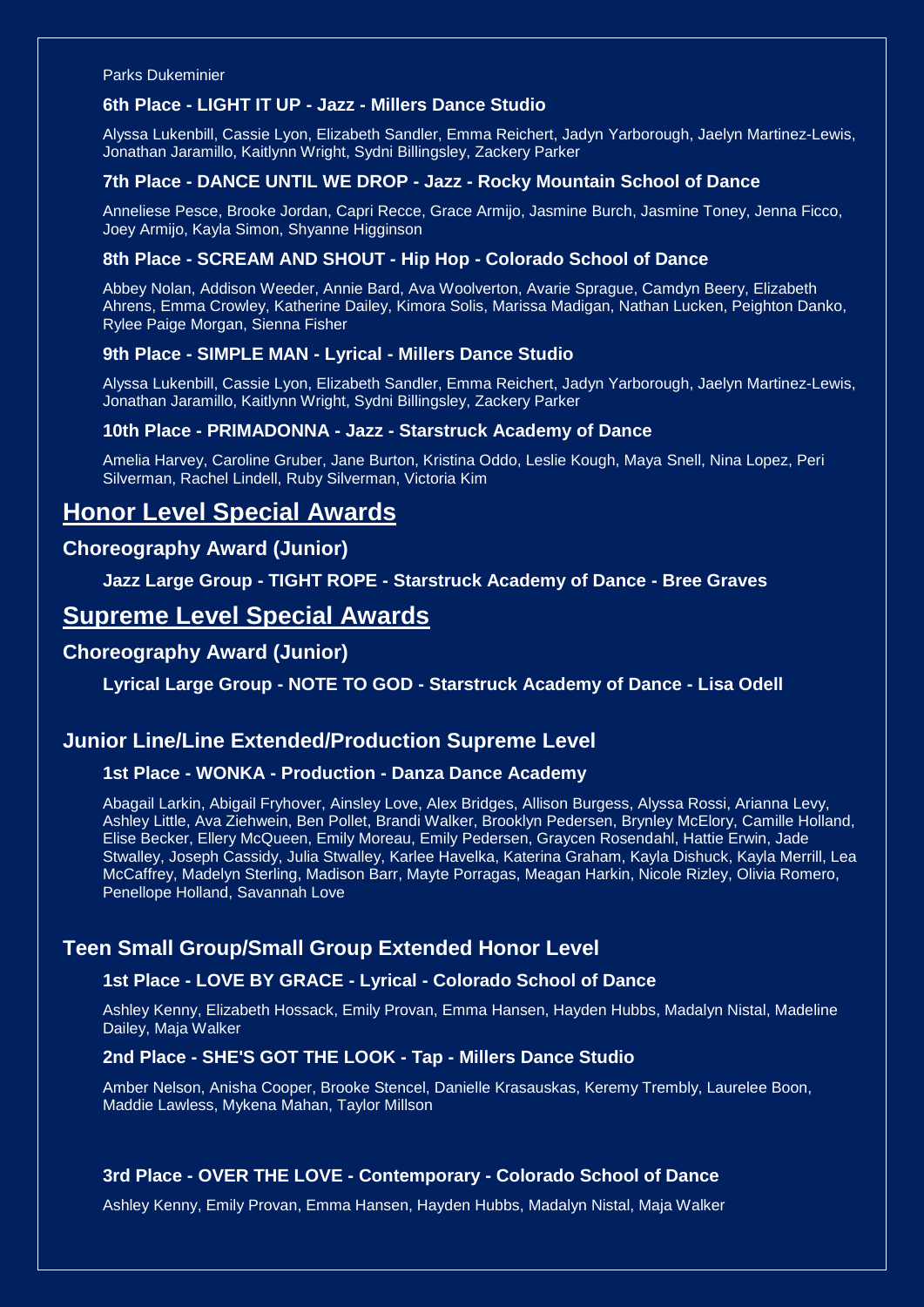Parks Dukeminier

**6th Place - LIGHT IT UP - Jazz - Millers Dance Studio**

Alyssa Lukenbill, Cassie Lyon, Elizabeth Sandler, Emma Reichert, Jadyn Yarborough, Jaelyn Martinez-Lewis, Jonathan Jaramillo, Kaitlynn Wright, Sydni Billingsley, Zackery Parker

**7th Place - DANCE UNTIL WE DROP - Jazz - Rocky Mountain School of Dance**

Anneliese Pesce, Brooke Jordan, Capri Recce, Grace Armijo, Jasmine Burch, Jasmine Toney, Jenna Ficco, Joey Armijo, Kayla Simon, Shyanne Higginson

**8th Place - SCREAM AND SHOUT - Hip Hop - Colorado School of Dance**

Abbey Nolan, Addison Weeder, Annie Bard, Ava Woolverton, Avarie Sprague, Camdyn Beery, Elizabeth Ahrens, Emma Crowley, Katherine Dailey, Kimora Solis, Marissa Madigan, Nathan Lucken, Peighton Danko, Rylee Paige Morgan, Sienna Fisher

**9th Place - SIMPLE MAN - Lyrical - Millers Dance Studio**

Alyssa Lukenbill, Cassie Lyon, Elizabeth Sandler, Emma Reichert, Jadyn Yarborough, Jaelyn Martinez-Lewis, Jonathan Jaramillo, Kaitlynn Wright, Sydni Billingsley, Zackery Parker

**10th Place - PRIMADONNA - Jazz - Starstruck Academy of Dance**

Amelia Harvey, Caroline Gruber, Jane Burton, Kristina Oddo, Leslie Kough, Maya Snell, Nina Lopez, Peri Silverman, Rachel Lindell, Ruby Silverman, Victoria Kim

## Honor Level Special Awards

### Choreography Award (Junior)

**Jazz Large Group - TIGHT ROPE - Starstruck Academy of Dance - Bree Graves**

## Supreme Level Special Awards

### Choreography Award (Junior)

**Lyrical Large Group - NOTE TO GOD - Starstruck Academy of Dance - Lisa Odell**

### Junior Line/Line Extended/Production Supreme Level

**1st Place - WONKA - Production - Danza Dance Academy**

Abagail Larkin, Abigail Fryhover, Ainsley Love, Alex Bridges, Allison Burgess, Alyssa Rossi, Arianna Levy, Ashley Little, Ava Ziehwein, Ben Pollet, Brandi Walker, Brooklyn Pedersen, Brynley McElory, Camille Holland, Elise Becker, Ellery McQueen, Emily Moreau, Emily Pedersen, Graycen Rosendahl, Hattie Erwin, Jade Stwalley, Joseph Cassidy, Julia Stwalley, Karlee Havelka, Katerina Graham, Kayla Dishuck, Kayla Merrill, Lea McCaffrey, Madelyn Sterling, Madison Barr, Mayte Porragas, Meagan Harkin, Nicole Rizley, Olivia Romero, Penellope Holland, Savannah Love

### Teen Small Group/Small Group Extended Honor Level

**1st Place - LOVE BY GRACE - Lyrical - Colorado School of Dance**

Ashley Kenny, Elizabeth Hossack, Emily Provan, Emma Hansen, Hayden Hubbs, Madalyn Nistal, Madeline Dailey, Maja Walker

**2nd Place - SHE'S GOT THE LOOK - Tap - Millers Dance Studio**

Amber Nelson, Anisha Cooper, Brooke Stencel, Danielle Krasauskas, Keremy Trembly, Laurelee Boon, Maddie Lawless, Mykena Mahan, Taylor Millson

**3rd Place - OVER THE LOVE - Contemporary - Colorado School of Dance**

Ashley Kenny, Emily Provan, Emma Hansen, Hayden Hubbs, Madalyn Nistal, Maja Walker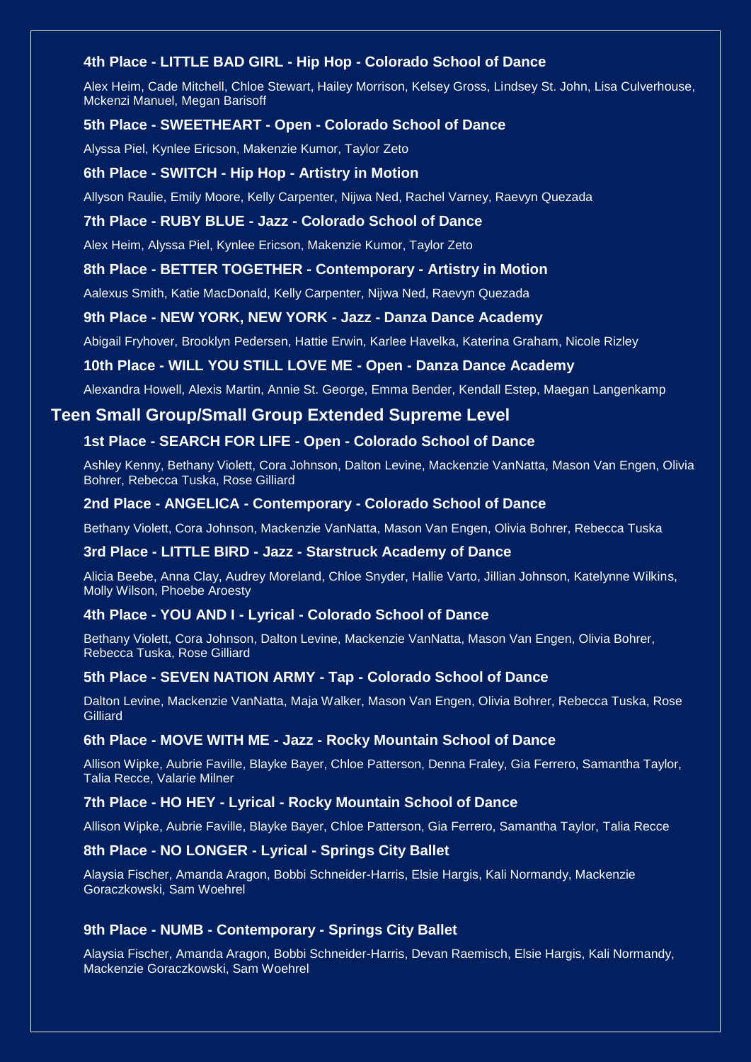### 4th Place - LITTLE BAD GIRL - Hip Hop - Colorado School of Dance

Alex Heim, Cade Mitchell, Chloe Stewart, Hailey Morrison, Kelsey Gross, Lindsey St. John, Lisa Culverhouse, Mckenzi Manuel, Megan Barisoff

### 5th Place - SWEETHEART - Open - Colorado School of Dance

Alyssa Piel, Kynlee Ericson, Makenzie Kumor, Taylor Zeto

### 6th Place - SWITCH - Hip Hop - Artistry in Motion

Allyson Raulie, Emily Moore, Kelly Carpenter, Nijwa Ned, Rachel Varney, Raevyn Quezada

### 7th Place - RUBY BLUE - Jazz - Colorado School of Dance

Alex Heim, Alyssa Piel, Kynlee Ericson, Makenzie Kumor, Taylor Zeto

### 8th Place - BETTER TOGETHER - Contemporary - Artistry in Motion

Aalexus Smith, Katie MacDonald, Kelly Carpenter, Nijwa Ned, Raevyn Quezada

### 9th Place - NEW YORK, NEW YORK - Jazz - Danza Dance Academy

Abigail Fryhover, Brooklyn Pedersen, Hattie Erwin, Karlee Havelka, Katerina Graham, Nicole Rizley

### 10th Place - WILL YOU STILL LOVE ME - Open - Danza Dance Academy

Alexandra Howell, Alexis Martin, Annie St. George, Emma Bender, Kendall Estep, Maegan Langenkamp

## Teen Small Group/Small Group Extended Supreme Level

### 1st Place - SEARCH FOR LIFE - Open - Colorado School of Dance

Ashley Kenny, Bethany Violett, Cora Johnson, Dalton Levine, Mackenzie VanNatta, Mason Van Engen, Olivia Bohrer, Rebecca Tuska, Rose Gilliard

### 2nd Place - ANGELICA - Contemporary - Colorado School of Dance

Bethany Violett, Cora Johnson, Mackenzie VanNatta, Mason Van Engen, Olivia Bohrer, Rebecca Tuska

### 3rd Place - LITTLE BIRD - Jazz - Starstruck Academy of Dance

Alicia Beebe, Anna Clay, Audrey Moreland, Chloe Snyder, Hallie Varto, Jillian Johnson, Katelynne Wilkins, Molly Wilson, Phoebe Aroesty

### 4th Place - YOU AND I - Lyrical - Colorado School of Dance

Bethany Violett, Cora Johnson, Dalton Levine, Mackenzie VanNatta, Mason Van Engen, Olivia Bohrer, Rebecca Tuska, Rose Gilliard

### 5th Place - SEVEN NATION ARMY - Tap - Colorado School of Dance

Dalton Levine, Mackenzie VanNatta, Maja Walker, Mason Van Engen, Olivia Bohrer, Rebecca Tuska, Rose Gilliard

### 6th Place - MOVE WITH ME - Jazz - Rocky Mountain School of Dance

Allison Wipke, Aubrie Faville, Blayke Bayer, Chloe Patterson, Denna Fraley, Gia Ferrero, Samantha Taylor, Talia Recce, Valarie Milner

### 7th Place - HO HEY - Lyrical - Rocky Mountain School of Dance

Allison Wipke, Aubrie Faville, Blayke Bayer, Chloe Patterson, Gia Ferrero, Samantha Taylor, Talia Recce

### 8th Place - NO LONGER - Lyrical - Springs City Ballet

Alaysia Fischer, Amanda Aragon, Bobbi Schneider-Harris, Elsie Hargis, Kali Normandy, Mackenzie Goraczkowski, Sam Woehrel

### 9th Place - NUMB - Contemporary - Springs City Ballet

Alaysia Fischer, Amanda Aragon, Bobbi Schneider-Harris, Devan Raemisch, Elsie Hargis, Kali Normandy, Mackenzie Goraczkowski, Sam Woehrel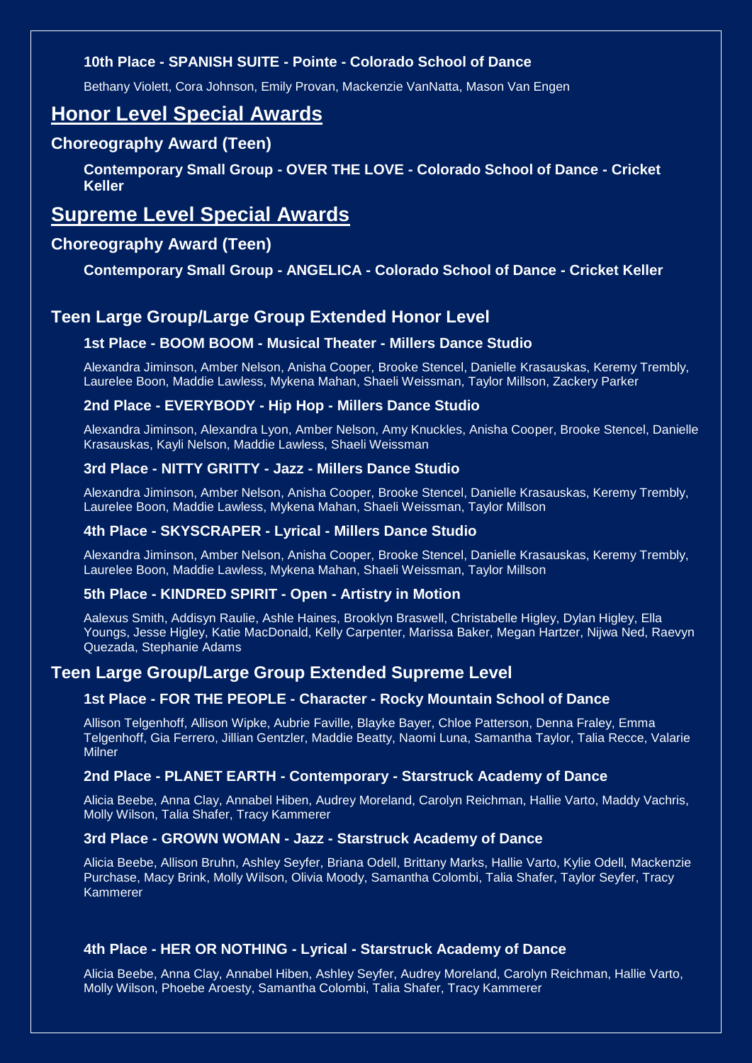#### 10th Place - SPANISH SUITE - Pointe - Colorado School of Dance

Bethany Violett, Cora Johnson, Emily Provan, Mackenzie VanNatta, Mason Van Engen

## Honor Level Special Awards

### Choreography Award (Teen)

**Contemporary Small Group - OVER THE LOVE - Colorado School of Dance - Cricket Keller**

## Supreme Level Special Awards

### Choreography Award (Teen)

**Contemporary Small Group - ANGELICA - Colorado School of Dance - Cricket Keller**

### Teen Large Group/Large Group Extended Honor Level

#### 1st Place - BOOM BOOM - Musical Theater - Millers Dance Studio

Alexandra Jiminson, Amber Nelson, Anisha Cooper, Brooke Stencel, Danielle Krasauskas, Keremy Trembly, Laurelee Boon, Maddie Lawless, Mykena Mahan, Shaeli Weissman, Taylor Millson, Zackery Parker

#### 2nd Place - EVERYBODY - Hip Hop - Millers Dance Studio

Alexandra Jiminson, Alexandra Lyon, Amber Nelson, Amy Knuckles, Anisha Cooper, Brooke Stencel, Danielle Krasauskas, Kayli Nelson, Maddie Lawless, Shaeli Weissman

#### 3rd Place - NITTY GRITTY - Jazz - Millers Dance Studio

Alexandra Jiminson, Amber Nelson, Anisha Cooper, Brooke Stencel, Danielle Krasauskas, Keremy Trembly, Laurelee Boon, Maddie Lawless, Mykena Mahan, Shaeli Weissman, Taylor Millson

#### 4th Place - SKYSCRAPER - Lyrical - Millers Dance Studio

Alexandra Jiminson, Amber Nelson, Anisha Cooper, Brooke Stencel, Danielle Krasauskas, Keremy Trembly, Laurelee Boon, Maddie Lawless, Mykena Mahan, Shaeli Weissman, Taylor Millson

#### 5th Place - KINDRED SPIRIT - Open - Artistry in Motion

Aalexus Smith, Addisyn Raulie, Ashle Haines, Brooklyn Braswell, Christabelle Higley, Dylan Higley, Ella Youngs, Jesse Higley, Katie MacDonald, Kelly Carpenter, Marissa Baker, Megan Hartzer, Nijwa Ned, Raevyn Quezada, Stephanie Adams

### Teen Large Group/Large Group Extended Supreme Level

#### 1st Place - FOR THE PEOPLE - Character - Rocky Mountain School of Dance

Allison Telgenhoff, Allison Wipke, Aubrie Faville, Blayke Bayer, Chloe Patterson, Denna Fraley, Emma Telgenhoff, Gia Ferrero, Jillian Gentzler, Maddie Beatty, Naomi Luna, Samantha Taylor, Talia Recce, Valarie Milner

#### 2nd Place - PLANET EARTH - Contemporary - Starstruck Academy of Dance

Alicia Beebe, Anna Clay, Annabel Hiben, Audrey Moreland, Carolyn Reichman, Hallie Varto, Maddy Vachris, Molly Wilson, Talia Shafer, Tracy Kammerer

#### 3rd Place - GROWN WOMAN - Jazz - Starstruck Academy of Dance

Alicia Beebe, Allison Bruhn, Ashley Seyfer, Briana Odell, Brittany Marks, Hallie Varto, Kylie Odell, Mackenzie Purchase, Macy Brink, Molly Wilson, Olivia Moody, Samantha Colombi, Talia Shafer, Taylor Seyfer, Tracy Kammerer

#### 4th Place - HER OR NOTHING - Lyrical - Starstruck Academy of Dance

Alicia Beebe, Anna Clay, Annabel Hiben, Ashley Seyfer, Audrey Moreland, Carolyn Reichman, Hallie Varto, Molly Wilson, Phoebe Aroesty, Samantha Colombi, Talia Shafer, Tracy Kammerer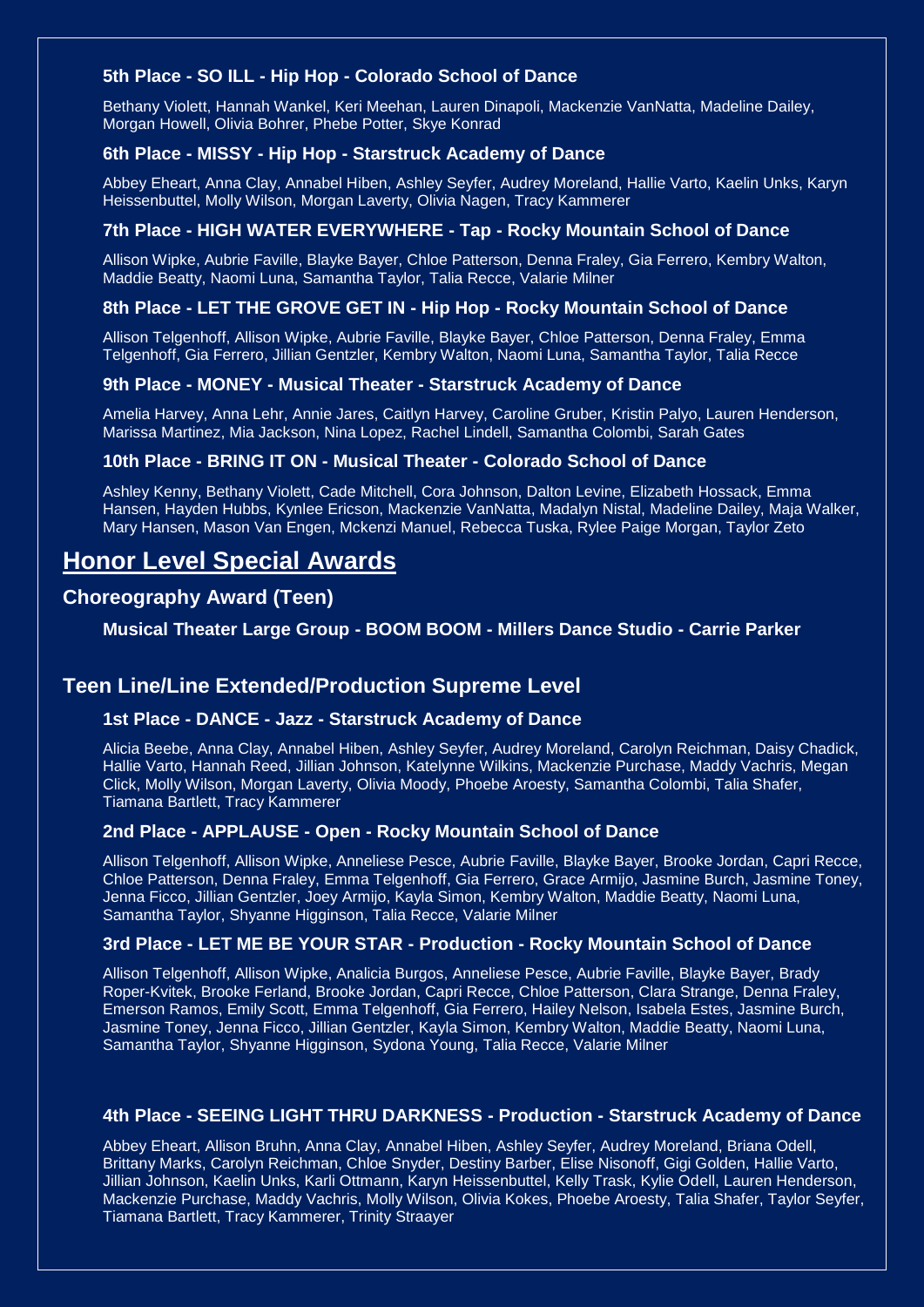### 5th Place - SO ILL - Hip Hop - Colorado School of Dance

Bethany Violett, Hannah Wankel, Keri Meehan, Lauren Dinapoli, Mackenzie VanNatta, Madeline Dailey, Morgan Howell, Olivia Bohrer, Phebe Potter, Skye Konrad

### 6th Place - MISSY - Hip Hop - Starstruck Academy of Dance

Abbey Eheart, Anna Clay, Annabel Hiben, Ashley Seyfer, Audrey Moreland, Hallie Varto, Kaelin Unks, Karyn Heissenbuttel, Molly Wilson, Morgan Laverty, Olivia Nagen, Tracy Kammerer

### 7th Place - HIGH WATER EVERYWHERE - Tap - Rocky Mountain School of Dance

Allison Wipke, Aubrie Faville, Blayke Bayer, Chloe Patterson, Denna Fraley, Gia Ferrero, Kembry Walton, Maddie Beatty, Naomi Luna, Samantha Taylor, Talia Recce, Valarie Milner

### 8th Place - LET THE GROVE GET IN - Hip Hop - Rocky Mountain School of Dance

Allison Telgenhoff, Allison Wipke, Aubrie Faville, Blayke Bayer, Chloe Patterson, Denna Fraley, Emma Telgenhoff, Gia Ferrero, Jillian Gentzler, Kembry Walton, Naomi Luna, Samantha Taylor, Talia Recce

### 9th Place - MONEY - Musical Theater - Starstruck Academy of Dance

Amelia Harvey, Anna Lehr, Annie Jares, Caitlyn Harvey, Caroline Gruber, Kristin Palyo, Lauren Henderson, Marissa Martinez, Mia Jackson, Nina Lopez, Rachel Lindell, Samantha Colombi, Sarah Gates

### 10th Place - BRING IT ON - Musical Theater - Colorado School of Dance

Ashley Kenny, Bethany Violett, Cade Mitchell, Cora Johnson, Dalton Levine, Elizabeth Hossack, Emma Hansen, Hayden Hubbs, Kynlee Ericson, Mackenzie VanNatta, Madalyn Nistal, Madeline Dailey, Maja Walker, Mary Hansen, Mason Van Engen, Mckenzi Manuel, Rebecca Tuska, Rylee Paige Morgan, Taylor Zeto

# Honor Level Special Awards

## Choreography Award (Teen)

### Musical Theater Large Group - BOOM BOOM - Millers Dance Studio - Carrie Parker

## Teen Line/Line Extended/Production Supreme Level

### 1st Place - DANCE - Jazz - Starstruck Academy of Dance

Alicia Beebe, Anna Clay, Annabel Hiben, Ashley Seyfer, Audrey Moreland, Carolyn Reichman, Daisy Chadick, Hallie Varto, Hannah Reed, Jillian Johnson, Katelynne Wilkins, Mackenzie Purchase, Maddy Vachris, Megan Click, Molly Wilson, Morgan Laverty, Olivia Moody, Phoebe Aroesty, Samantha Colombi, Talia Shafer, Tiamana Bartlett, Tracy Kammerer

### 2nd Place - APPLAUSE - Open - Rocky Mountain School of Dance

Allison Telgenhoff, Allison Wipke, Anneliese Pesce, Aubrie Faville, Blayke Bayer, Brooke Jordan, Capri Recce, Chloe Patterson, Denna Fraley, Emma Telgenhoff, Gia Ferrero, Grace Armijo, Jasmine Burch, Jasmine Toney, Jenna Ficco, Jillian Gentzler, Joey Armijo, Kayla Simon, Kembry Walton, Maddie Beatty, Naomi Luna, Samantha Taylor, Shyanne Higginson, Talia Recce, Valarie Milner

### 3rd Place - LET ME BE YOUR STAR - Production - Rocky Mountain School of Dance

Allison Telgenhoff, Allison Wipke, Analicia Burgos, Anneliese Pesce, Aubrie Faville, Blayke Bayer, Brady Roper-Kvitek, Brooke Ferland, Brooke Jordan, Capri Recce, Chloe Patterson, Clara Strange, Denna Fraley, Emerson Ramos, Emily Scott, Emma Telgenhoff, Gia Ferrero, Hailey Nelson, Isabela Estes, Jasmine Burch, Jasmine Toney, Jenna Ficco, Jillian Gentzler, Kayla Simon, Kembry Walton, Maddie Beatty, Naomi Luna, Samantha Taylor, Shyanne Higginson, Sydona Young, Talia Recce, Valarie Milner

### 4th Place - SEEING LIGHT THRU DARKNESS - Production - Starstruck Academy of Dance

Abbey Eheart, Allison Bruhn, Anna Clay, Annabel Hiben, Ashley Seyfer, Audrey Moreland, Briana Odell, Brittany Marks, Carolyn Reichman, Chloe Snyder, Destiny Barber, Elise Nisonoff, Gigi Golden, Hallie Varto, Jillian Johnson, Kaelin Unks, Karli Ottmann, Karyn Heissenbuttel, Kelly Trask, Kylie Odell, Lauren Henderson, Mackenzie Purchase, Maddy Vachris, Molly Wilson, Olivia Kokes, Phoebe Aroesty, Talia Shafer, Taylor Seyfer, Tiamana Bartlett, Tracy Kammerer, Trinity Straayer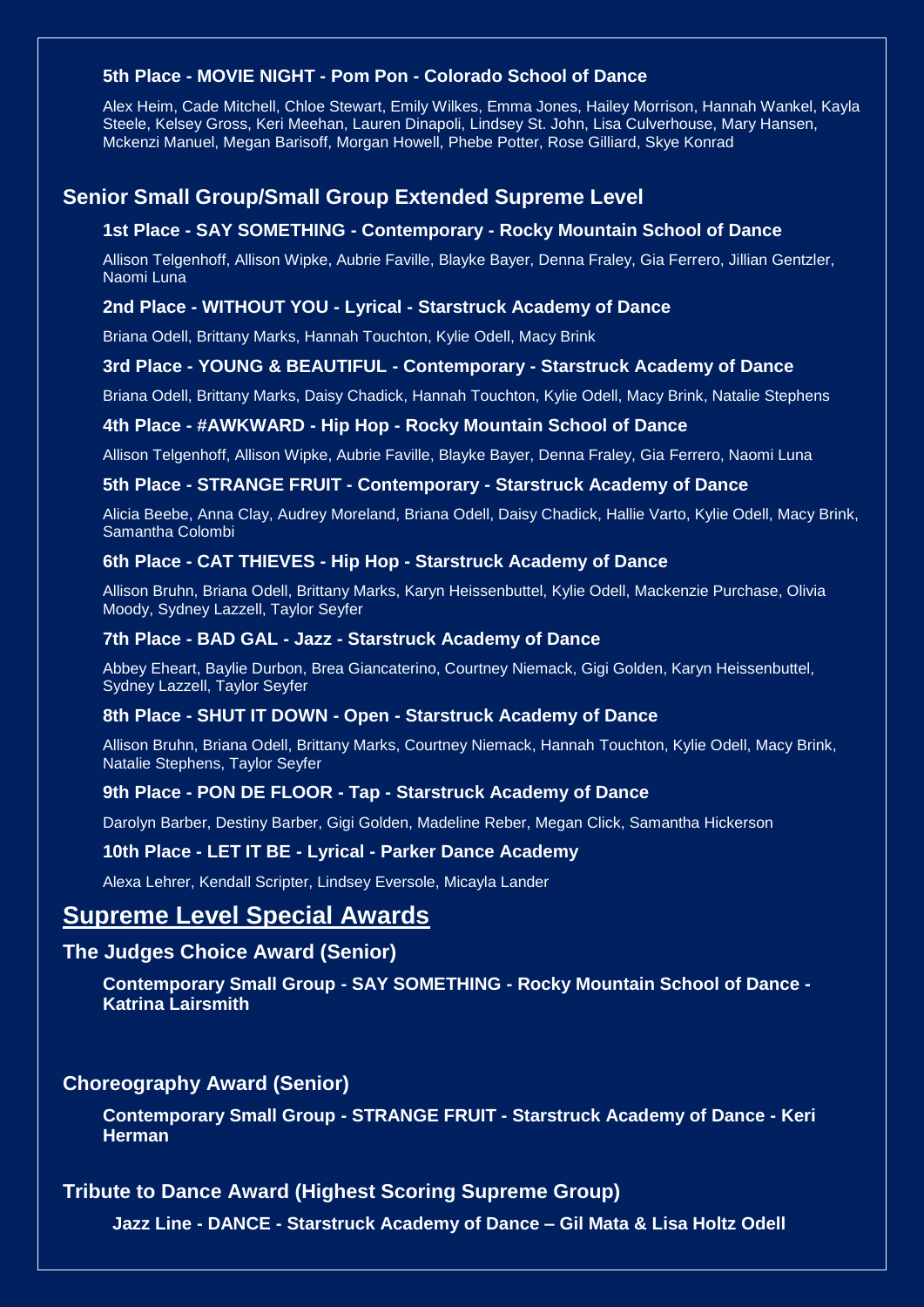### 5th Place - MOVIE NIGHT - Pom Pon - Colorado School of Dance

Alex Heim, Cade Mitchell, Chloe Stewart, Emily Wilkes, Emma Jones, Hailey Morrison, Hannah Wankel, Kayla Steele, Kelsey Gross, Keri Meehan, Lauren Dinapoli, Lindsey St. John, Lisa Culverhouse, Mary Hansen, Mckenzi Manuel, Megan Barisoff, Morgan Howell, Phebe Potter, Rose Gilliard, Skye Konrad

## Senior Small Group/Small Group Extended Supreme Level

### 1st Place - SAY SOMETHING - Contemporary - Rocky Mountain School of Dance

Allison Telgenhoff, Allison Wipke, Aubrie Faville, Blayke Bayer, Denna Fraley, Gia Ferrero, Jillian Gentzler, Naomi Luna

### 2nd Place - WITHOUT YOU - Lyrical - Starstruck Academy of Dance

Briana Odell, Brittany Marks, Hannah Touchton, Kylie Odell, Macy Brink

### 3rd Place - YOUNG & BEAUTIFUL - Contemporary - Starstruck Academy of Dance

Briana Odell, Brittany Marks, Daisy Chadick, Hannah Touchton, Kylie Odell, Macy Brink, Natalie Stephens

### 4th Place - #AWKWARD - Hip Hop - Rocky Mountain School of Dance

Allison Telgenhoff, Allison Wipke, Aubrie Faville, Blayke Bayer, Denna Fraley, Gia Ferrero, Naomi Luna

### 5th Place - STRANGE FRUIT - Contemporary - Starstruck Academy of Dance

Alicia Beebe, Anna Clay, Audrey Moreland, Briana Odell, Daisy Chadick, Hallie Varto, Kylie Odell, Macy Brink, Samantha Colombi

### 6th Place - CAT THIEVES - Hip Hop - Starstruck Academy of Dance

Allison Bruhn, Briana Odell, Brittany Marks, Karyn Heissenbuttel, Kylie Odell, Mackenzie Purchase, Olivia Moody, Sydney Lazzell, Taylor Seyfer

### 7th Place - BAD GAL - Jazz - Starstruck Academy of Dance

Abbey Eheart, Baylie Durbon, Brea Giancaterino, Courtney Niemack, Gigi Golden, Karyn Heissenbuttel, Sydney Lazzell, Taylor Seyfer

### 8th Place - SHUT IT DOWN - Open - Starstruck Academy of Dance

Allison Bruhn, Briana Odell, Brittany Marks, Courtney Niemack, Hannah Touchton, Kylie Odell, Macy Brink, Natalie Stephens, Taylor Seyfer

### 9th Place - PON DE FLOOR - Tap - Starstruck Academy of Dance

Darolyn Barber, Destiny Barber, Gigi Golden, Madeline Reber, Megan Click, Samantha Hickerson

### 10th Place - LET IT BE - Lyrical - Parker Dance Academy

Alexa Lehrer, Kendall Scripter, Lindsey Eversole, Micayla Lander

# Supreme Level Special Awards

## The Judges Choice Award (Senior)

**Contemporary Small Group - SAY SOMETHING - Rocky Mountain School of Dance - Katrina Lairsmith**

## Choreography Award (Senior)

**Contemporary Small Group - STRANGE FRUIT - Starstruck Academy of Dance - Keri Herman**

## Tribute to Dance Award (Highest Scoring Supreme Group)

**Jazz Line - DANCE - Starstruck Academy of Dance – Gil Mata & Lisa Holtz Odell**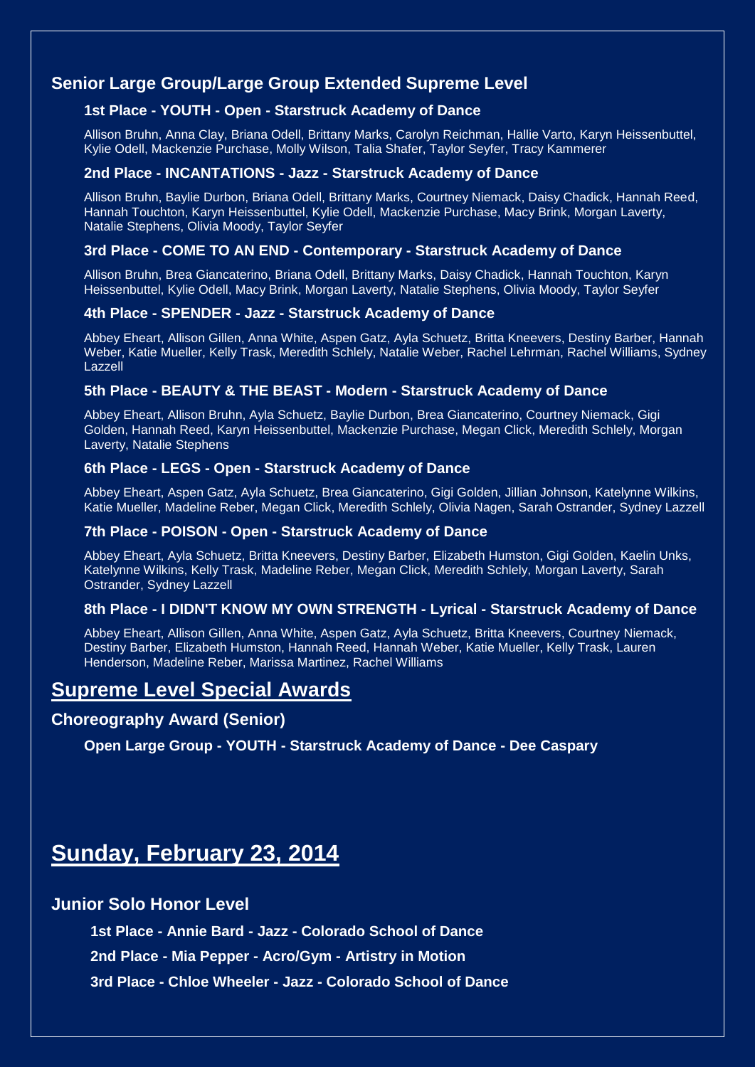## Senior Large Group/Large Group Extended Supreme Level

### 1st Place - YOUTH - Open - Starstruck Academy of Dance

Allison Bruhn, Anna Clay, Briana Odell, Brittany Marks, Carolyn Reichman, Hallie Varto, Karyn Heissenbuttel, Kylie Odell, Mackenzie Purchase, Molly Wilson, Talia Shafer, Taylor Seyfer, Tracy Kammerer

### 2nd Place - INCANTATIONS - Jazz - Starstruck Academy of Dance

Allison Bruhn, Baylie Durbon, Briana Odell, Brittany Marks, Courtney Niemack, Daisy Chadick, Hannah Reed, Hannah Touchton, Karyn Heissenbuttel, Kylie Odell, Mackenzie Purchase, Macy Brink, Morgan Laverty, Natalie Stephens, Olivia Moody, Taylor Seyfer

### 3rd Place - COME TO AN END - Contemporary - Starstruck Academy of Dance

Allison Bruhn, Brea Giancaterino, Briana Odell, Brittany Marks, Daisy Chadick, Hannah Touchton, Karyn Heissenbuttel, Kylie Odell, Macy Brink, Morgan Laverty, Natalie Stephens, Olivia Moody, Taylor Seyfer

### 4th Place - SPENDER - Jazz - Starstruck Academy of Dance

Abbey Eheart, Allison Gillen, Anna White, Aspen Gatz, Ayla Schuetz, Britta Kneevers, Destiny Barber, Hannah Weber, Katie Mueller, Kelly Trask, Meredith Schlely, Natalie Weber, Rachel Lehrman, Rachel Williams, Sydney Lazzell

### 5th Place - BEAUTY & THE BEAST - Modern - Starstruck Academy of Dance

Abbey Eheart, Allison Bruhn, Ayla Schuetz, Baylie Durbon, Brea Giancaterino, Courtney Niemack, Gigi Golden, Hannah Reed, Karyn Heissenbuttel, Mackenzie Purchase, Megan Click, Meredith Schlely, Morgan Laverty, Natalie Stephens

### 6th Place - LEGS - Open - Starstruck Academy of Dance

Abbey Eheart, Aspen Gatz, Ayla Schuetz, Brea Giancaterino, Gigi Golden, Jillian Johnson, Katelynne Wilkins, Katie Mueller, Madeline Reber, Megan Click, Meredith Schlely, Olivia Nagen, Sarah Ostrander, Sydney Lazzell

### 7th Place - POISON - Open - Starstruck Academy of Dance

Abbey Eheart, Ayla Schuetz, Britta Kneevers, Destiny Barber, Elizabeth Humston, Gigi Golden, Kaelin Unks, Katelynne Wilkins, Kelly Trask, Madeline Reber, Megan Click, Meredith Schlely, Morgan Laverty, Sarah Ostrander, Sydney Lazzell

### 8th Place - I DIDN'T KNOW MY OWN STRENGTH - Lyrical - Starstruck Academy of Dance

Abbey Eheart, Allison Gillen, Anna White, Aspen Gatz, Ayla Schuetz, Britta Kneevers, Courtney Niemack, Destiny Barber, Elizabeth Humston, Hannah Reed, Hannah Weber, Katie Mueller, Kelly Trask, Lauren Henderson, Madeline Reber, Marissa Martinez, Rachel Williams

## Supreme Level Special Awards

### Choreography Award (Senior)

**Open Large Group - YOUTH - Starstruck Academy of Dance - Dee Caspary**

# Sunday, February 23, 2014

## Junior Solo Honor Level

**1st Place - Annie Bard - Jazz - Colorado School of Dance**

**2nd Place - Mia Pepper - Acro/Gym - Artistry in Motion**

**3rd Place - Chloe Wheeler - Jazz - Colorado School of Dance**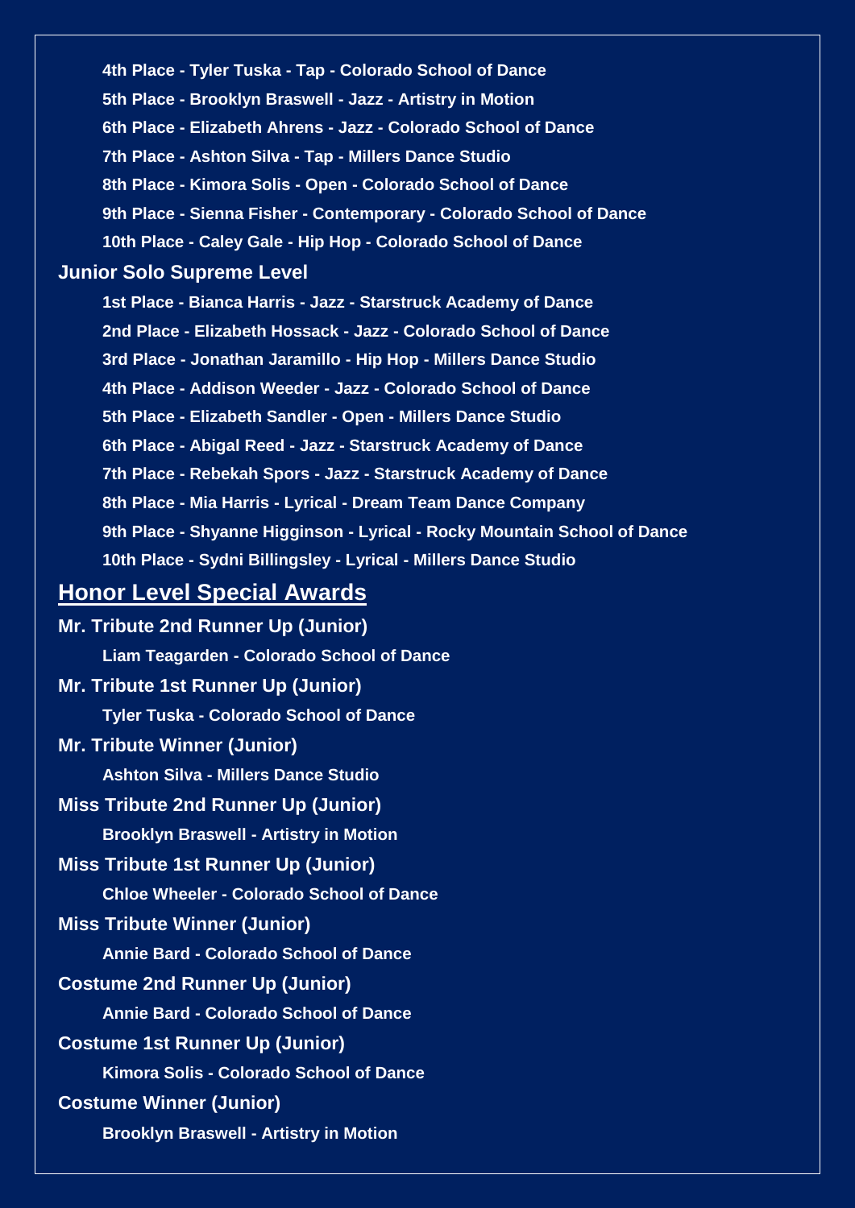- 4th Place - Tyler Tuska - Tap - Colorado School of Dance
- 5th Place - Brooklyn Braswell - Jazz - Artistry in Motion
- 6th Place - Elizabeth Ahrens - Jazz - Colorado School of Dance
- 7th Place - Ashton Silva - Tap - Millers Dance Studio
- 8th Place - Kimora Solis - Open - Colorado School of Dance
- 9th Place - Sienna Fisher - Contemporary - Colorado School of Dance
- 10th Place - Caley Gale - Hip Hop - Colorado School of Dance

### Junior Solo Supreme Level

- 1st Place - Bianca Harris - Jazz - Starstruck Academy of Dance
- 2nd Place - Elizabeth Hossack - Jazz - Colorado School of Dance
- 3rd Place - Jonathan Jaramillo - Hip Hop - Millers Dance Studio
- 4th Place - Addison Weeder - Jazz - Colorado School of Dance
- 5th Place - Elizabeth Sandler - Open - Millers Dance Studio
- 6th Place - Abigal Reed - Jazz - Starstruck Academy of Dance
- 7th Place - Rebekah Spors - Jazz - Starstruck Academy of Dance
- 8th Place - Mia Harris - Lyrical - Dream Team Dance Company
- 9th Place - Shyanne Higginson - Lyrical - Rocky Mountain School of Dance
- 10th Place - Sydni Billingsley - Lyrical - Millers Dance Studio

## Honor Level Special Awards

**Mr. Tribute 2nd Runner Up (Junior)**

Liam Teagarden - Colorado School of Dance

**Mr. Tribute 1st Runner Up (Junior)**

Tyler Tuska - Colorado School of Dance

**Mr. Tribute Winner (Junior)**

Ashton Silva - Millers Dance Studio

**Miss Tribute 2nd Runner Up (Junior)**

Brooklyn Braswell - Artistry in Motion

**Miss Tribute 1st Runner Up (Junior)**

Chloe Wheeler - Colorado School of Dance

**Miss Tribute Winner (Junior)**

Annie Bard - Colorado School of Dance

**Costume 2nd Runner Up (Junior)**

Annie Bard - Colorado School of Dance

**Costume 1st Runner Up (Junior)**

Kimora Solis - Colorado School of Dance

**Costume Winner (Junior)**

Brooklyn Braswell - Artistry in Motion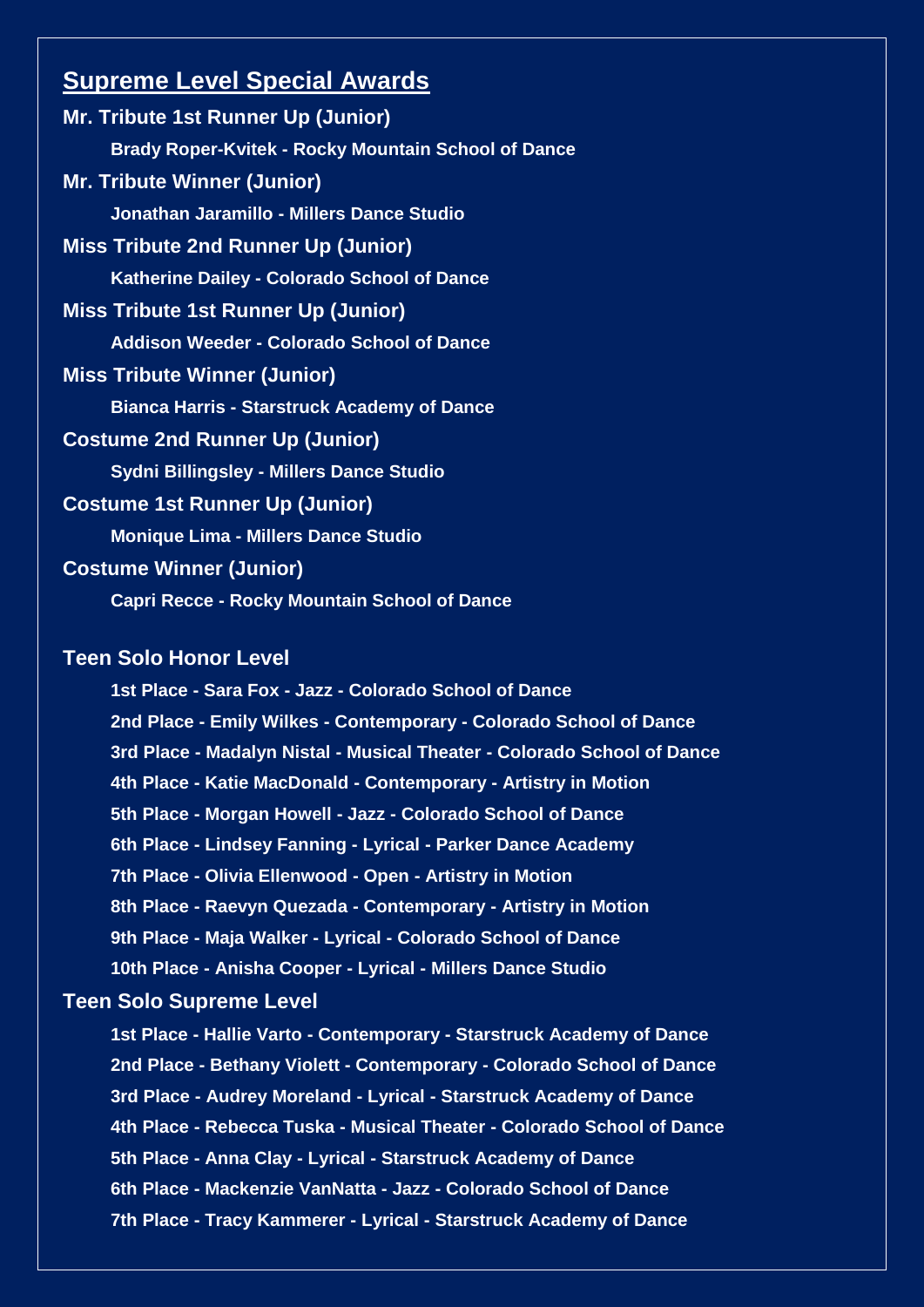## Supreme Level Special Awards

**Mr. Tribute 1st Runner Up (Junior)**

**Brady Roper-Kvitek - Rocky Mountain School of Dance**

**Mr. Tribute Winner (Junior)**

**Jonathan Jaramillo - Millers Dance Studio**

**Miss Tribute 2nd Runner Up (Junior)**

**Katherine Dailey - Colorado School of Dance**

**Miss Tribute 1st Runner Up (Junior)**

**Addison Weeder - Colorado School of Dance**

**Miss Tribute Winner (Junior)**

**Bianca Harris - Starstruck Academy of Dance**

**Costume 2nd Runner Up (Junior)**

**Sydni Billingsley - Millers Dance Studio**

**Costume 1st Runner Up (Junior)**

**Monique Lima - Millers Dance Studio**

**Costume Winner (Junior)**

**Capri Recce - Rocky Mountain School of Dance**

### Teen Solo Honor Level

**1st Place - Sara Fox - Jazz - Colorado School of Dance**

**2nd Place - Emily Wilkes - Contemporary - Colorado School of Dance**

**3rd Place - Madalyn Nistal - Musical Theater - Colorado School of Dance**

**4th Place - Katie MacDonald - Contemporary - Artistry in Motion**

**5th Place - Morgan Howell - Jazz - Colorado School of Dance**

**6th Place - Lindsey Fanning - Lyrical - Parker Dance Academy**

**7th Place - Olivia Ellenwood - Open - Artistry in Motion**

**8th Place - Raevyn Quezada - Contemporary - Artistry in Motion**

**9th Place - Maja Walker - Lyrical - Colorado School of Dance**

**10th Place - Anisha Cooper - Lyrical - Millers Dance Studio**

### Teen Solo Supreme Level

**1st Place - Hallie Varto - Contemporary - Starstruck Academy of Dance**

**2nd Place - Bethany Violett - Contemporary - Colorado School of Dance**

**3rd Place - Audrey Moreland - Lyrical - Starstruck Academy of Dance**

**4th Place - Rebecca Tuska - Musical Theater - Colorado School of Dance**

**5th Place - Anna Clay - Lyrical - Starstruck Academy of Dance**

**6th Place - Mackenzie VanNatta - Jazz - Colorado School of Dance**

**7th Place - Tracy Kammerer - Lyrical - Starstruck Academy of Dance**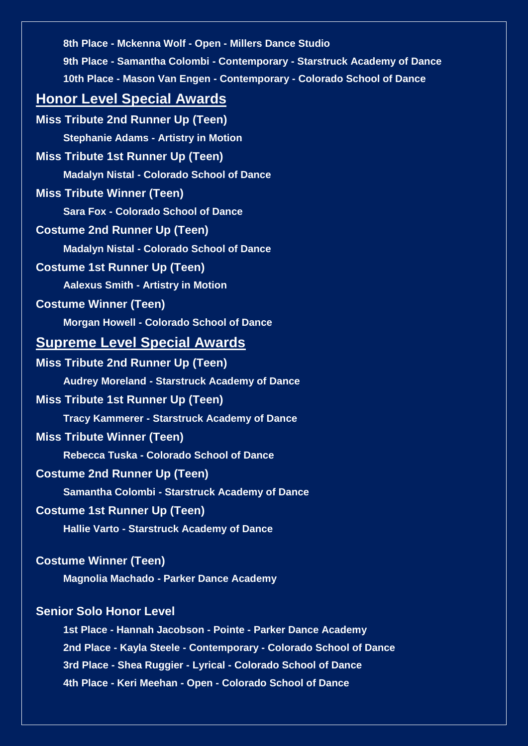**8th Place - Mckenna Wolf - Open - Millers Dance Studio**

**9th Place - Samantha Colombi - Contemporary - Starstruck Academy of Dance**

**10th Place - Mason Van Engen - Contemporary - Colorado School of Dance**

## Honor Level Special Awards

**Miss Tribute 2nd Runner Up (Teen)**

**Stephanie Adams - Artistry in Motion**

**Miss Tribute 1st Runner Up (Teen)**

**Madalyn Nistal - Colorado School of Dance**

**Miss Tribute Winner (Teen)**

**Sara Fox - Colorado School of Dance**

**Costume 2nd Runner Up (Teen)**

**Madalyn Nistal - Colorado School of Dance**

**Costume 1st Runner Up (Teen)**

**Aalexus Smith - Artistry in Motion**

**Costume Winner (Teen)**

**Morgan Howell - Colorado School of Dance**

## Supreme Level Special Awards

**Miss Tribute 2nd Runner Up (Teen)**

**Audrey Moreland - Starstruck Academy of Dance**

**Miss Tribute 1st Runner Up (Teen)**

**Tracy Kammerer - Starstruck Academy of Dance**

**Miss Tribute Winner (Teen)**

**Rebecca Tuska - Colorado School of Dance**

**Costume 2nd Runner Up (Teen)**

**Samantha Colombi - Starstruck Academy of Dance**

**Costume 1st Runner Up (Teen)**

**Hallie Varto - Starstruck Academy of Dance**

**Costume Winner (Teen)**

**Magnolia Machado - Parker Dance Academy**

**Senior Solo Honor Level**

**1st Place - Hannah Jacobson - Pointe - Parker Dance Academy**

**2nd Place - Kayla Steele - Contemporary - Colorado School of Dance**

**3rd Place - Shea Ruggier - Lyrical - Colorado School of Dance**

**4th Place - Keri Meehan - Open - Colorado School of Dance**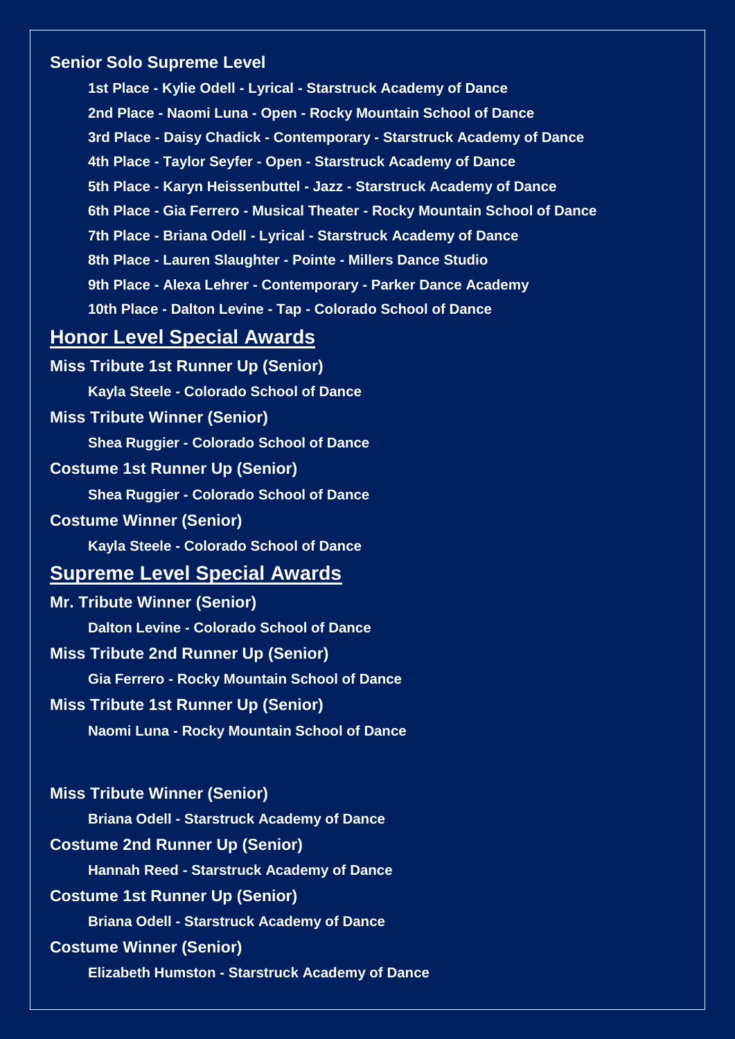**Senior Solo Supreme Level**

- 1st Place - Kylie Odell - Lyrical - Starstruck Academy of Dance
- 2nd Place - Naomi Luna - Open - Rocky Mountain School of Dance
- 3rd Place - Daisy Chadick - Contemporary - Starstruck Academy of Dance
- 4th Place - Taylor Seyfer - Open - Starstruck Academy of Dance
- 5th Place - Karyn Heissenbuttel - Jazz - Starstruck Academy of Dance
- 6th Place - Gia Ferrero - Musical Theater - Rocky Mountain School of Dance
- 7th Place - Briana Odell - Lyrical - Starstruck Academy of Dance
- 8th Place - Lauren Slaughter - Pointe - Millers Dance Studio
- 9th Place - Alexa Lehrer - Contemporary - Parker Dance Academy
- 10th Place - Dalton Levine - Tap - Colorado School of Dance

## Honor Level Special Awards

**Miss Tribute 1st Runner Up (Senior)**

Kayla Steele - Colorado School of Dance

**Miss Tribute Winner (Senior)**

Shea Ruggier - Colorado School of Dance

**Costume 1st Runner Up (Senior)**

Shea Ruggier - Colorado School of Dance

**Costume Winner (Senior)**

Kayla Steele - Colorado School of Dance

## Supreme Level Special Awards

**Mr. Tribute Winner (Senior)**

Dalton Levine - Colorado School of Dance

**Miss Tribute 2nd Runner Up (Senior)**

Gia Ferrero - Rocky Mountain School of Dance

**Miss Tribute 1st Runner Up (Senior)**

Naomi Luna - Rocky Mountain School of Dance

**Miss Tribute Winner (Senior)**

Briana Odell - Starstruck Academy of Dance

**Costume 2nd Runner Up (Senior)**

Hannah Reed - Starstruck Academy of Dance

**Costume 1st Runner Up (Senior)**

Briana Odell - Starstruck Academy of Dance

**Costume Winner (Senior)**

Elizabeth Humston - Starstruck Academy of Dance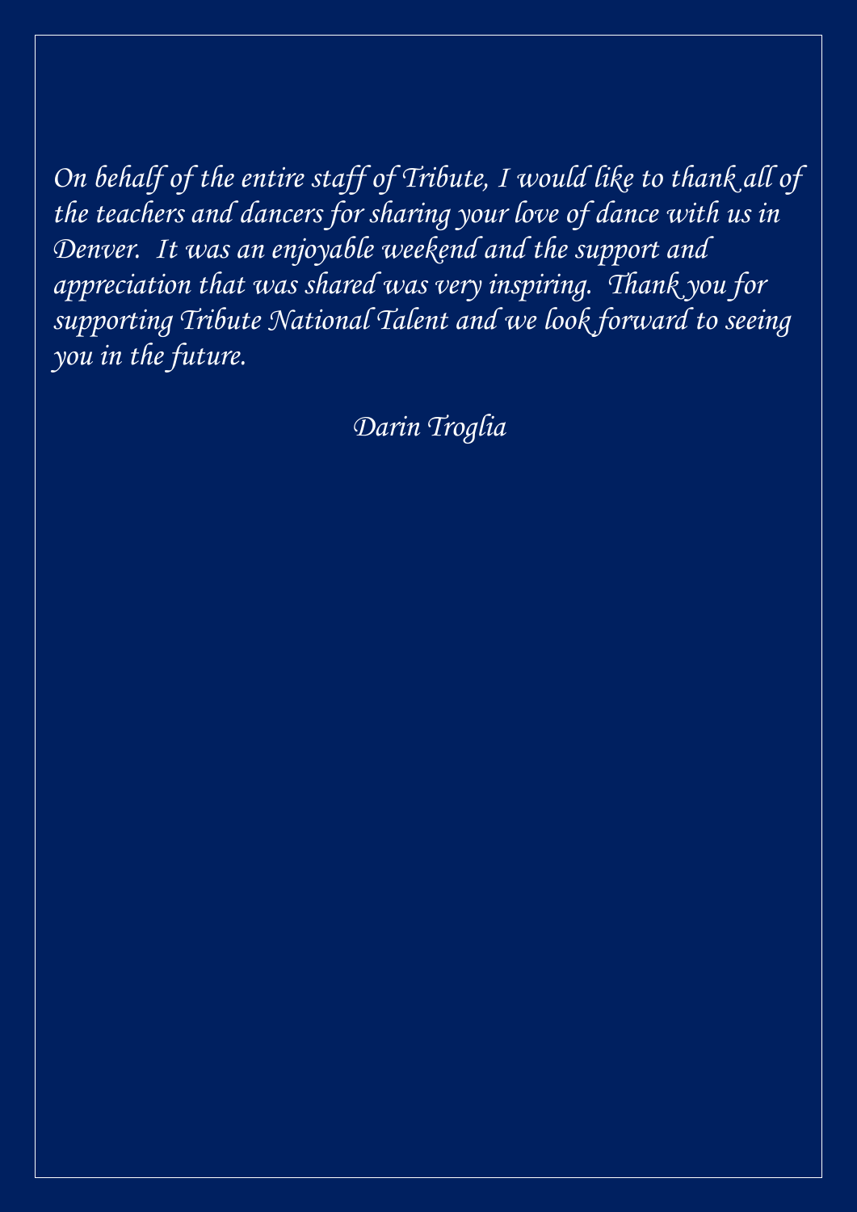*On behalf of the entire staff of Tribute, I would like to thank all of the teachers and dancers for sharing your love of dance with us in Denver.  It was an enjoyable weekend and the support and appreciation that was shared was very inspiring.  Thank you for supporting Tribute National Talent and we look forward to seeing you in the future.*

*Darin Troglia*